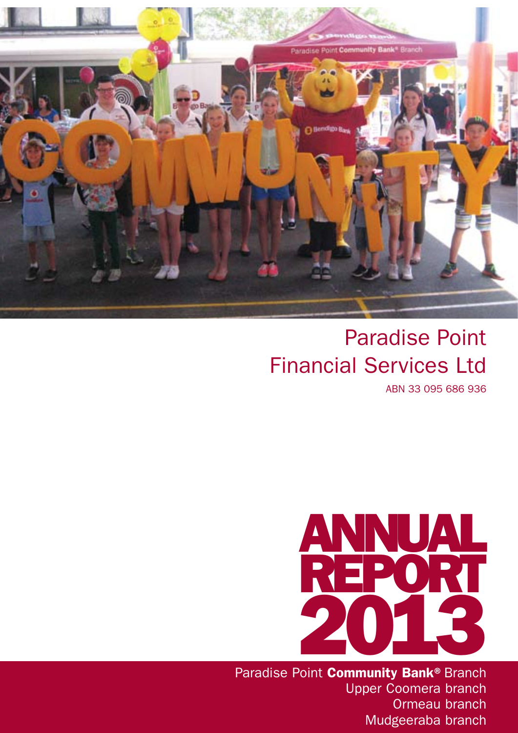# Paradise Point Financial Services Ltd

ABN 33 095 686 936

# ANNUAL REPORT 2013

Paradise Point **Community Bank®** Branch
Upper Coomera branch
Ormeau branch
Mudgeeraba branch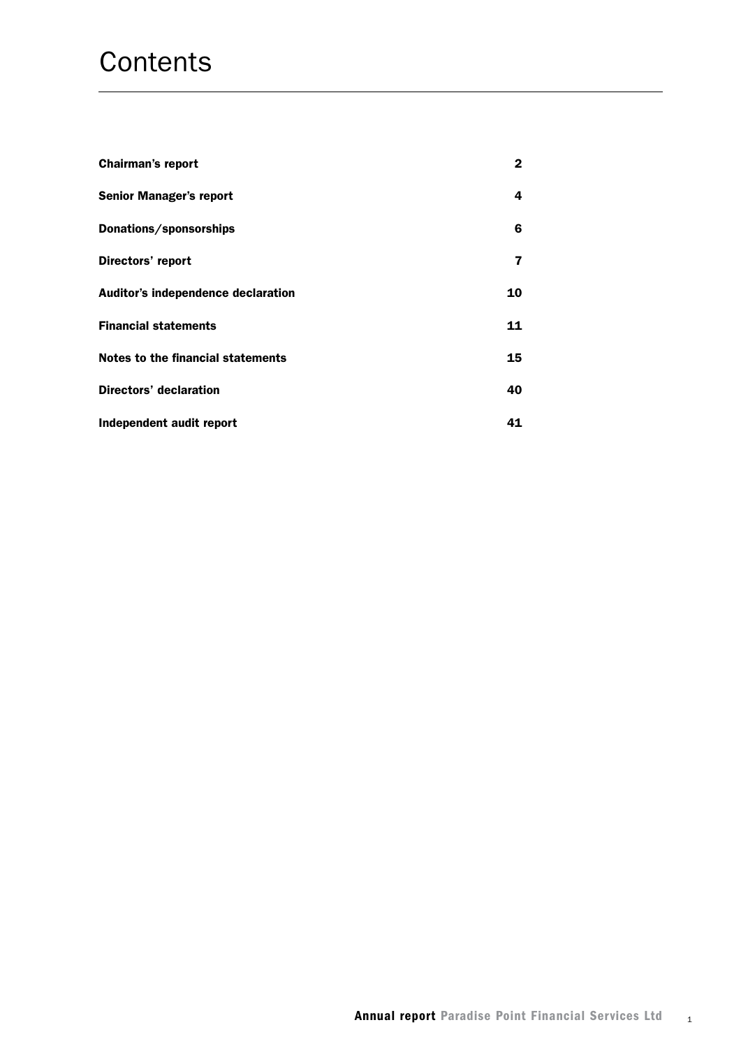# Contents

| | |
|---|---|
| **Chairman's report** | **2** |
| **Senior Manager's report** | **4** |
| **Donations/sponsorships** | **6** |
| **Directors' report** | **7** |
| **Auditor's independence declaration** | **10** |
| **Financial statements** | **11** |
| **Notes to the financial statements** | **15** |
| **Directors' declaration** | **40** |
| **Independent audit report** | **41** |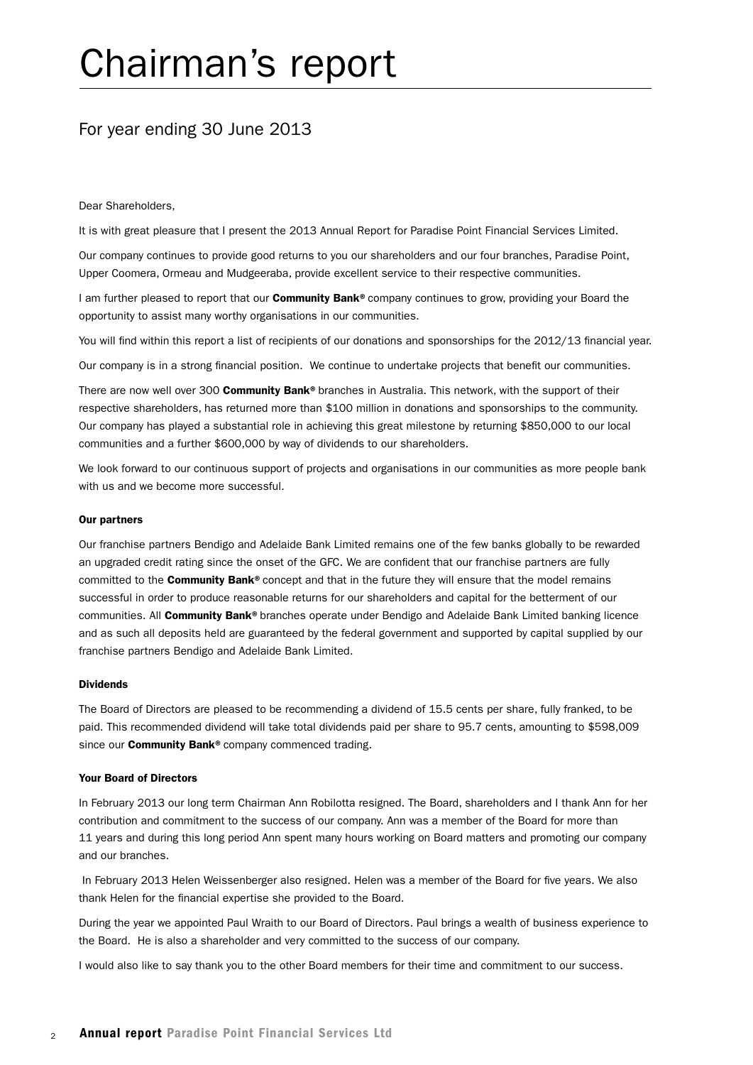# Chairman's report

## For year ending 30 June 2013

Dear Shareholders,

It is with great pleasure that I present the 2013 Annual Report for Paradise Point Financial Services Limited.

Our company continues to provide good returns to you our shareholders and our four branches, Paradise Point, Upper Coomera, Ormeau and Mudgeeraba, provide excellent service to their respective communities.

I am further pleased to report that our **Community Bank®** company continues to grow, providing your Board the opportunity to assist many worthy organisations in our communities.

You will find within this report a list of recipients of our donations and sponsorships for the 2012/13 financial year.

Our company is in a strong financial position. We continue to undertake projects that benefit our communities.

There are now well over 300 **Community Bank®** branches in Australia. This network, with the support of their respective shareholders, has returned more than $100 million in donations and sponsorships to the community. Our company has played a substantial role in achieving this great milestone by returning $850,000 to our local communities and a further $600,000 by way of dividends to our shareholders.

We look forward to our continuous support of projects and organisations in our communities as more people bank with us and we become more successful.

#### Our partners

Our franchise partners Bendigo and Adelaide Bank Limited remains one of the few banks globally to be rewarded an upgraded credit rating since the onset of the GFC. We are confident that our franchise partners are fully committed to the **Community Bank®** concept and that in the future they will ensure that the model remains successful in order to produce reasonable returns for our shareholders and capital for the betterment of our communities. All **Community Bank®** branches operate under Bendigo and Adelaide Bank Limited banking licence and as such all deposits held are guaranteed by the federal government and supported by capital supplied by our franchise partners Bendigo and Adelaide Bank Limited.

#### Dividends

The Board of Directors are pleased to be recommending a dividend of 15.5 cents per share, fully franked, to be paid. This recommended dividend will take total dividends paid per share to 95.7 cents, amounting to $598,009 since our **Community Bank®** company commenced trading.

#### Your Board of Directors

In February 2013 our long term Chairman Ann Robilotta resigned. The Board, shareholders and I thank Ann for her contribution and commitment to the success of our company. Ann was a member of the Board for more than 11 years and during this long period Ann spent many hours working on Board matters and promoting our company and our branches.

In February 2013 Helen Weissenberger also resigned. Helen was a member of the Board for five years. We also thank Helen for the financial expertise she provided to the Board.

During the year we appointed Paul Wraith to our Board of Directors. Paul brings a wealth of business experience to the Board. He is also a shareholder and very committed to the success of our company.

I would also like to say thank you to the other Board members for their time and commitment to our success.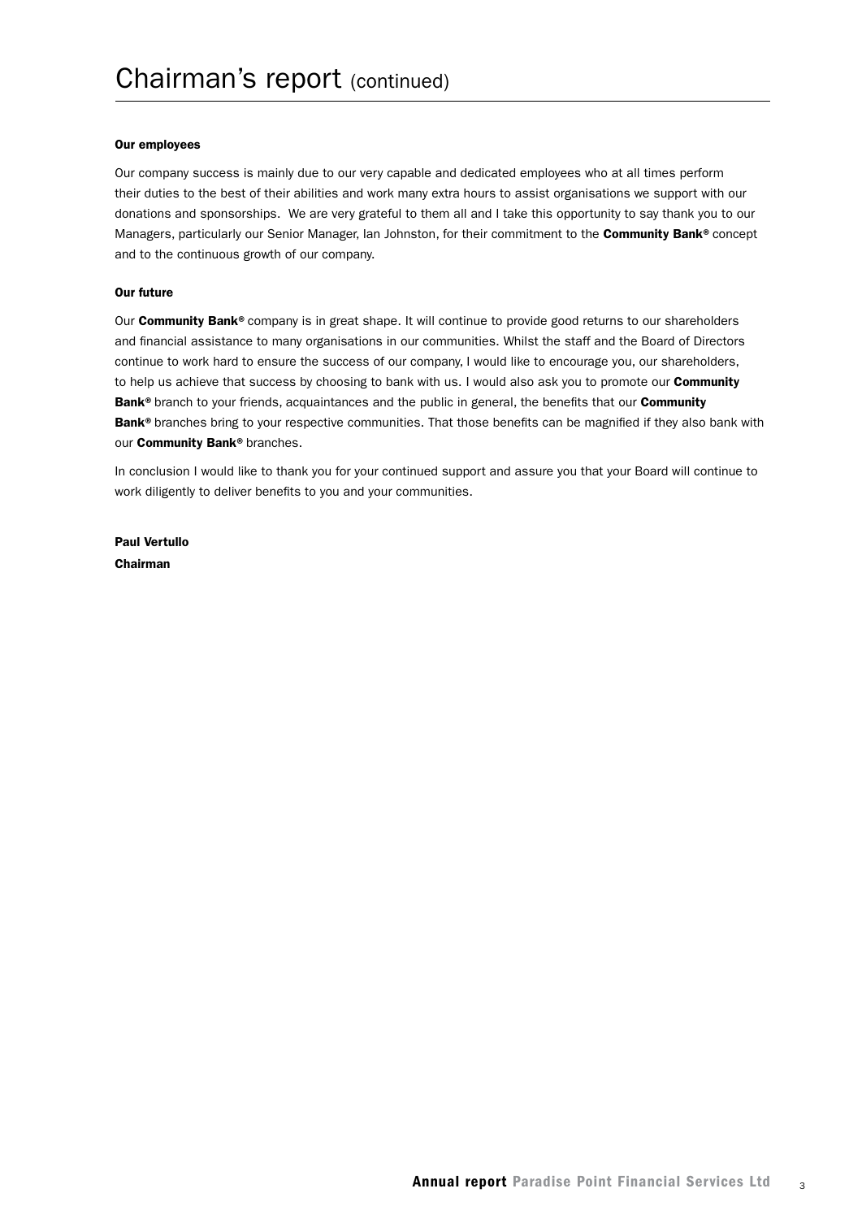# Chairman's report (continued)

**Our employees**

Our company success is mainly due to our very capable and dedicated employees who at all times perform their duties to the best of their abilities and work many extra hours to assist organisations we support with our donations and sponsorships. We are very grateful to them all and I take this opportunity to say thank you to our Managers, particularly our Senior Manager, Ian Johnston, for their commitment to the **Community Bank®** concept and to the continuous growth of our company.

**Our future**

Our **Community Bank®** company is in great shape. It will continue to provide good returns to our shareholders and financial assistance to many organisations in our communities. Whilst the staff and the Board of Directors continue to work hard to ensure the success of our company, I would like to encourage you, our shareholders, to help us achieve that success by choosing to bank with us. I would also ask you to promote our **Community Bank®** branch to your friends, acquaintances and the public in general, the benefits that our **Community Bank®** branches bring to your respective communities. That those benefits can be magnified if they also bank with our **Community Bank®** branches.

In conclusion I would like to thank you for your continued support and assure you that your Board will continue to work diligently to deliver benefits to you and your communities.

**Paul Vertullo**
**Chairman**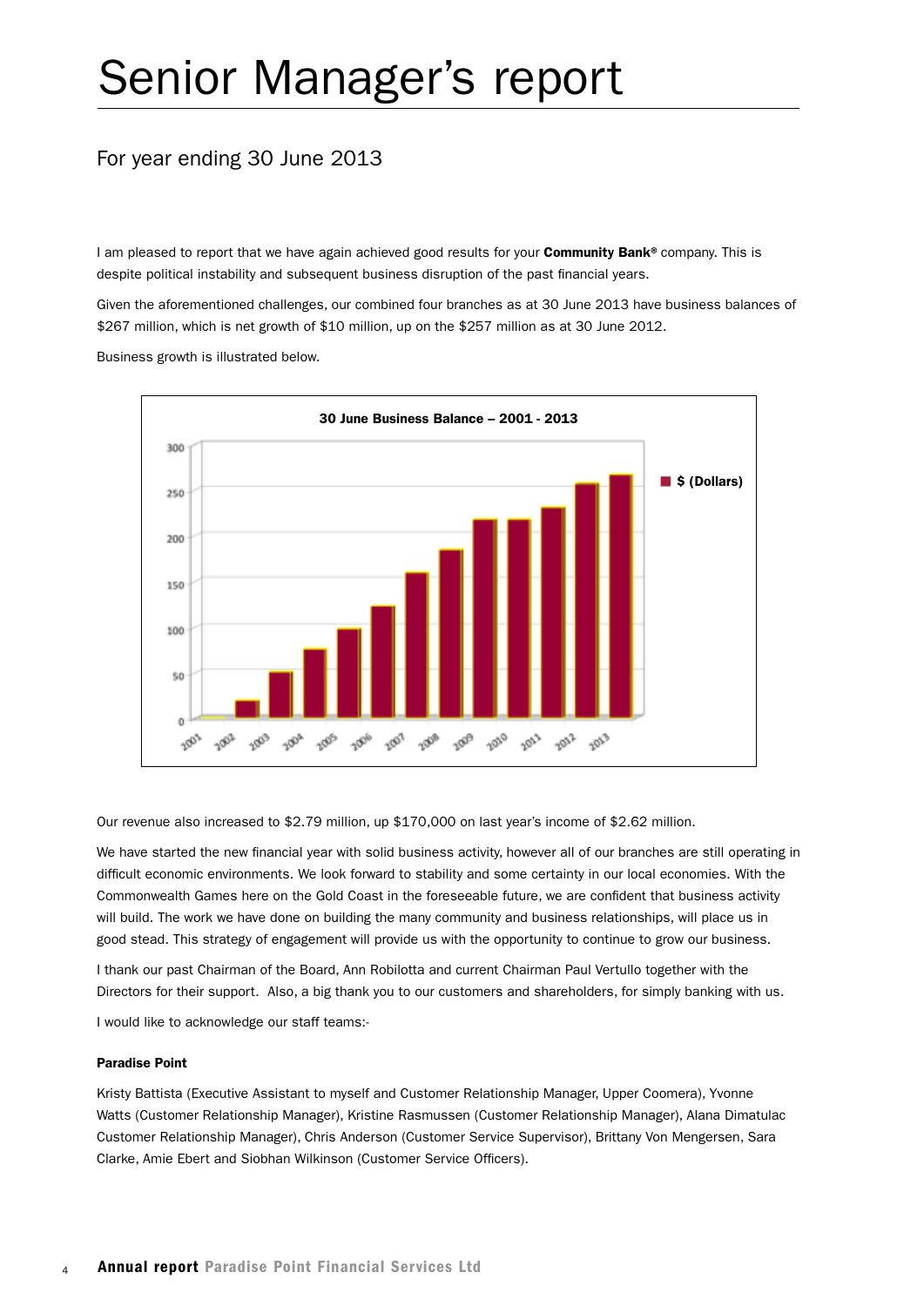# Senior Manager's report

## For year ending 30 June 2013

I am pleased to report that we have again achieved good results for your **Community Bank®** company. This is despite political instability and subsequent business disruption of the past financial years.

Given the aforementioned challenges, our combined four branches as at 30 June 2013 have business balances of $267 million, which is net growth of $10 million, up on the $257 million as at 30 June 2012.

Business growth is illustrated below.

**30 June Business Balance – 2001 - 2013**

Our revenue also increased to $2.79 million, up $170,000 on last year's income of $2.62 million.

We have started the new financial year with solid business activity, however all of our branches are still operating in difficult economic environments. We look forward to stability and some certainty in our local economies. With the Commonwealth Games here on the Gold Coast in the foreseeable future, we are confident that business activity will build. The work we have done on building the many community and business relationships, will place us in good stead. This strategy of engagement will provide us with the opportunity to continue to grow our business.

I thank our past Chairman of the Board, Ann Robilotta and current Chairman Paul Vertullo together with the Directors for their support. Also, a big thank you to our customers and shareholders, for simply banking with us.

I would like to acknowledge our staff teams:-

**Paradise Point**

Kristy Battista (Executive Assistant to myself and Customer Relationship Manager, Upper Coomera), Yvonne Watts (Customer Relationship Manager), Kristine Rasmussen (Customer Relationship Manager), Alana Dimatulac Customer Relationship Manager), Chris Anderson (Customer Service Supervisor), Brittany Von Mengersen, Sara Clarke, Amie Ebert and Siobhan Wilkinson (Customer Service Officers).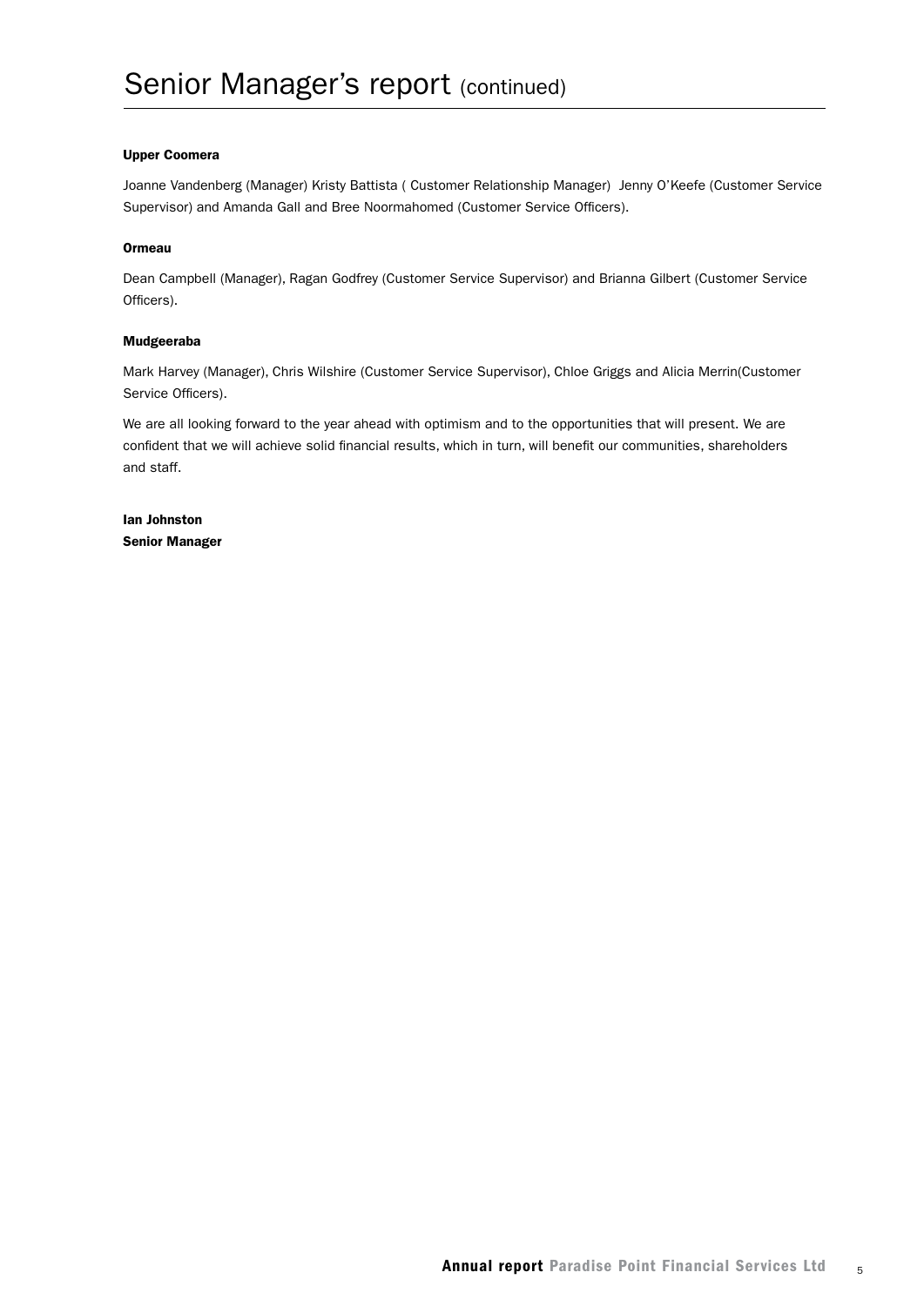# Senior Manager's report (continued)

**Upper Coomera**

Joanne Vandenberg (Manager) Kristy Battista ( Customer Relationship Manager)  Jenny O'Keefe (Customer Service Supervisor) and Amanda Gall and Bree Noormahomed (Customer Service Officers).

**Ormeau**

Dean Campbell (Manager), Ragan Godfrey (Customer Service Supervisor) and Brianna Gilbert (Customer Service Officers).

**Mudgeeraba**

Mark Harvey (Manager), Chris Wilshire (Customer Service Supervisor), Chloe Griggs and Alicia Merrin(Customer Service Officers).

We are all looking forward to the year ahead with optimism and to the opportunities that will present. We are confident that we will achieve solid financial results, which in turn, will benefit our communities, shareholders and staff.

**Ian Johnston**
**Senior Manager**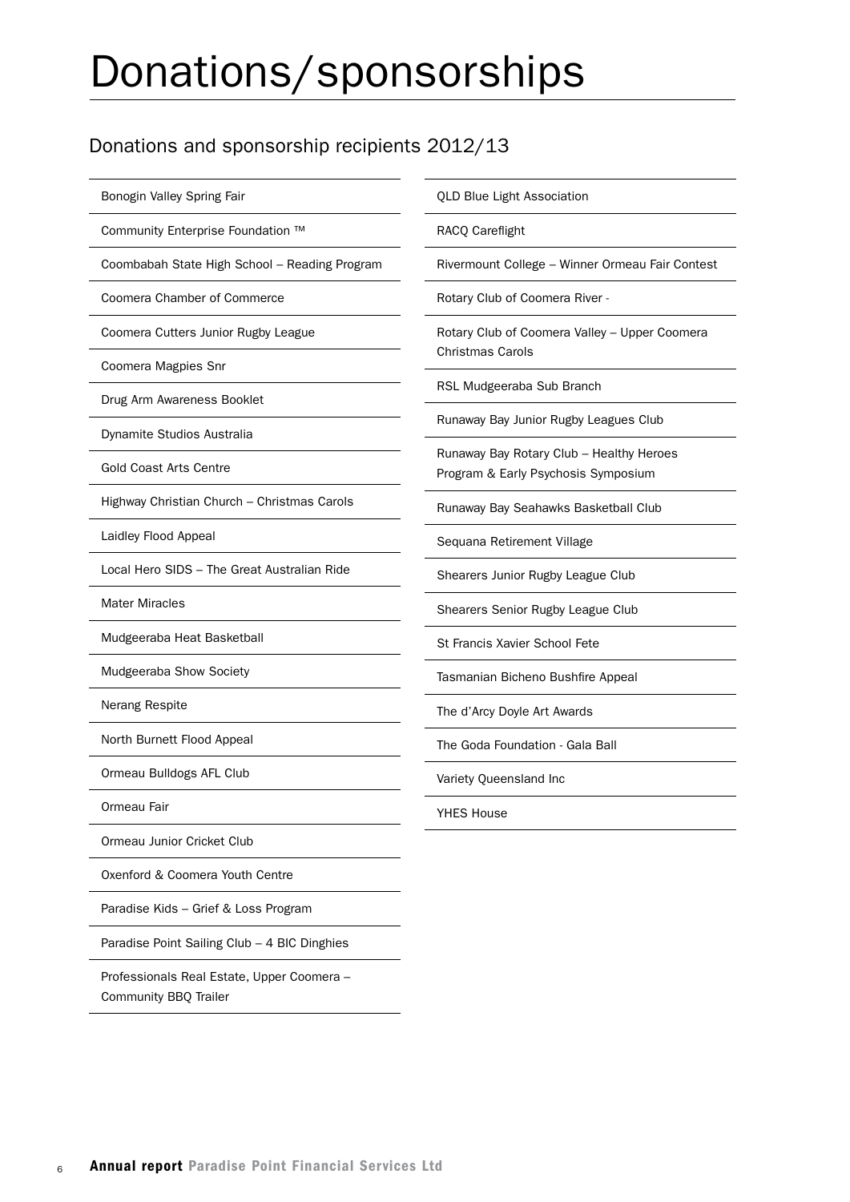# Donations/sponsorships

## Donations and sponsorship recipients 2012/13

- Bonogin Valley Spring Fair
- Community Enterprise Foundation ™
- Coombabah State High School – Reading Program
- Coomera Chamber of Commerce
- Coomera Cutters Junior Rugby League
- Coomera Magpies Snr
- Drug Arm Awareness Booklet
- Dynamite Studios Australia
- Gold Coast Arts Centre
- Highway Christian Church – Christmas Carols
- Laidley Flood Appeal
- Local Hero SIDS – The Great Australian Ride
- Mater Miracles
- Mudgeeraba Heat Basketball
- Mudgeeraba Show Society
- Nerang Respite
- North Burnett Flood Appeal
- Ormeau Bulldogs AFL Club
- Ormeau Fair
- Ormeau Junior Cricket Club
- Oxenford & Coomera Youth Centre
- Paradise Kids – Grief & Loss Program
- Paradise Point Sailing Club – 4 BIC Dinghies
- Professionals Real Estate, Upper Coomera – Community BBQ Trailer
- QLD Blue Light Association
- RACQ Careflight
- Rivermount College – Winner Ormeau Fair Contest
- Rotary Club of Coomera River -
- Rotary Club of Coomera Valley – Upper Coomera Christmas Carols
- RSL Mudgeeraba Sub Branch
- Runaway Bay Junior Rugby Leagues Club
- Runaway Bay Rotary Club – Healthy Heroes Program & Early Psychosis Symposium
- Runaway Bay Seahawks Basketball Club
- Sequana Retirement Village
- Shearers Junior Rugby League Club
- Shearers Senior Rugby League Club
- St Francis Xavier School Fete
- Tasmanian Bicheno Bushfire Appeal
- The d'Arcy Doyle Art Awards
- The Goda Foundation - Gala Ball
- Variety Queensland Inc
- YHES House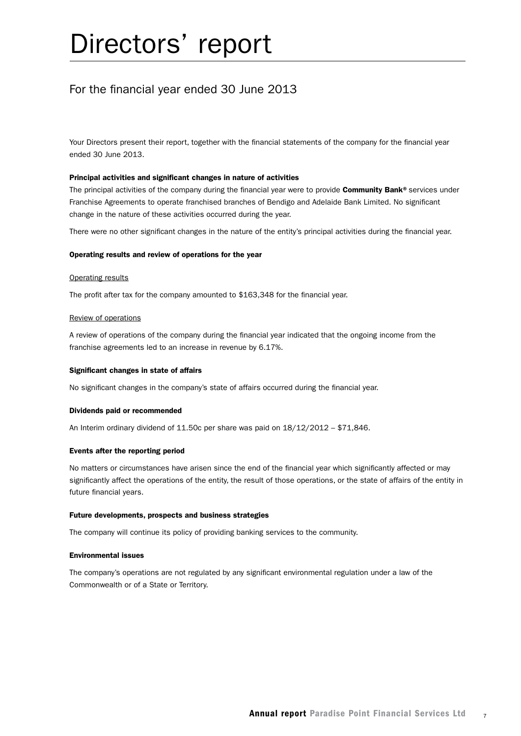# Directors' report

## For the financial year ended 30 June 2013

Your Directors present their report, together with the financial statements of the company for the financial year ended 30 June 2013.

**Principal activities and significant changes in nature of activities**

The principal activities of the company during the financial year were to provide **Community Bank®** services under Franchise Agreements to operate franchised branches of Bendigo and Adelaide Bank Limited. No significant change in the nature of these activities occurred during the year.

There were no other significant changes in the nature of the entity's principal activities during the financial year.

**Operating results and review of operations for the year**

Operating results

The profit after tax for the company amounted to $163,348 for the financial year.

Review of operations

A review of operations of the company during the financial year indicated that the ongoing income from the franchise agreements led to an increase in revenue by 6.17%.

**Significant changes in state of affairs**

No significant changes in the company's state of affairs occurred during the financial year.

**Dividends paid or recommended**

An Interim ordinary dividend of 11.50c per share was paid on 18/12/2012 – $71,846.

**Events after the reporting period**

No matters or circumstances have arisen since the end of the financial year which significantly affected or may significantly affect the operations of the entity, the result of those operations, or the state of affairs of the entity in future financial years.

**Future developments, prospects and business strategies**

The company will continue its policy of providing banking services to the community.

**Environmental issues**

The company's operations are not regulated by any significant environmental regulation under a law of the Commonwealth or of a State or Territory.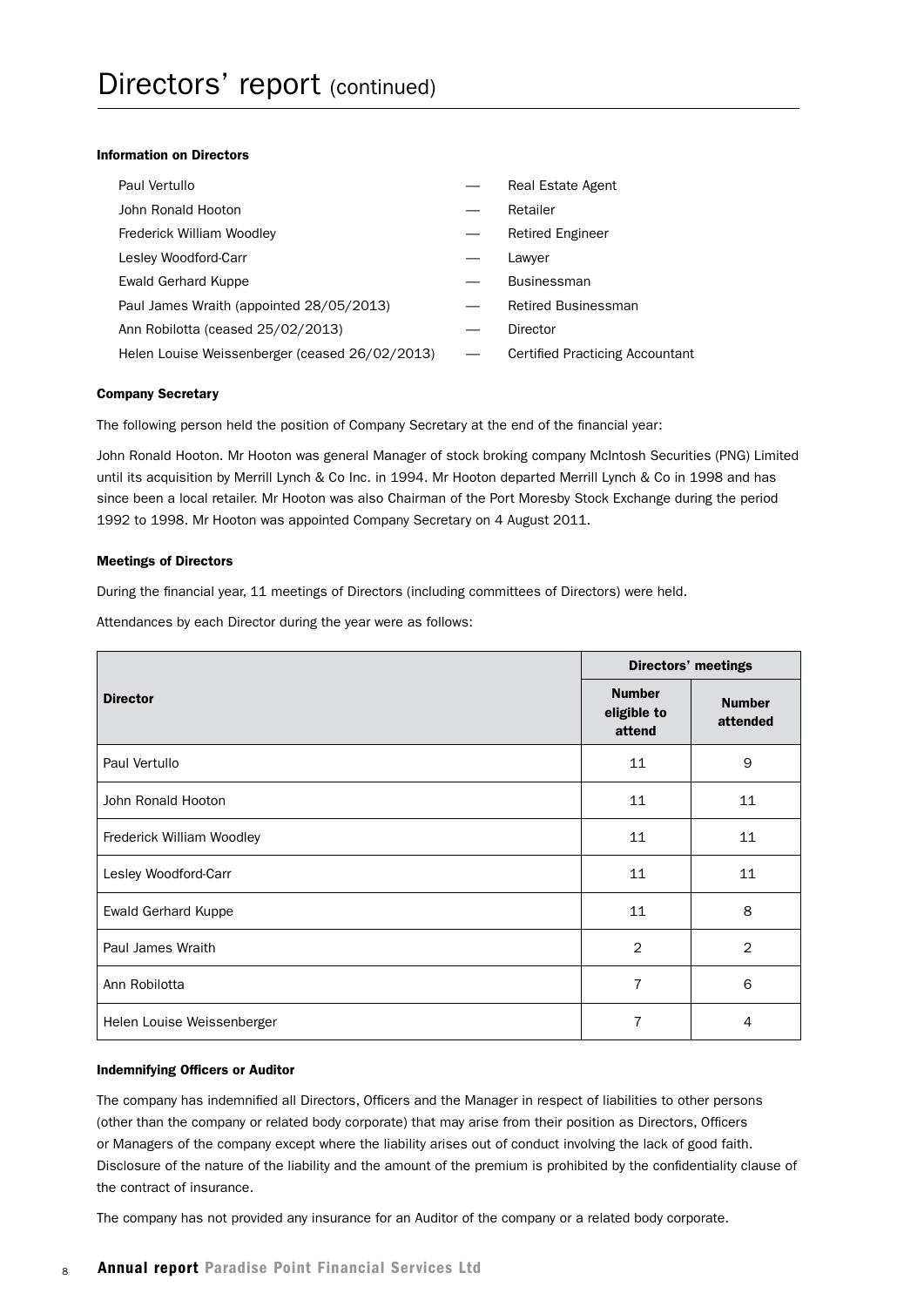# Directors' report (continued)

#### Information on Directors

| | | |
|---|---|---|
| Paul Vertullo | — | Real Estate Agent |
| John Ronald Hooton | — | Retailer |
| Frederick William Woodley | — | Retired Engineer |
| Lesley Woodford-Carr | — | Lawyer |
| Ewald Gerhard Kuppe | — | Businessman |
| Paul James Wraith (appointed 28/05/2013) | — | Retired Businessman |
| Ann Robilotta (ceased 25/02/2013) | — | Director |
| Helen Louise Weissenberger (ceased 26/02/2013) | — | Certified Practicing Accountant |

#### Company Secretary

The following person held the position of Company Secretary at the end of the financial year:

John Ronald Hooton. Mr Hooton was general Manager of stock broking company McIntosh Securities (PNG) Limited until its acquisition by Merrill Lynch & Co Inc. in 1994. Mr Hooton departed Merrill Lynch & Co in 1998 and has since been a local retailer. Mr Hooton was also Chairman of the Port Moresby Stock Exchange during the period 1992 to 1998. Mr Hooton was appointed Company Secretary on 4 August 2011.

#### Meetings of Directors

During the financial year, 11 meetings of Directors (including committees of Directors) were held.

Attendances by each Director during the year were as follows:

| Director | Directors' meetings | |
|---|---|---|
| | Number eligible to attend | Number attended |
| Paul Vertullo | 11 | 9 |
| John Ronald Hooton | 11 | 11 |
| Frederick William Woodley | 11 | 11 |
| Lesley Woodford-Carr | 11 | 11 |
| Ewald Gerhard Kuppe | 11 | 8 |
| Paul James Wraith | 2 | 2 |
| Ann Robilotta | 7 | 6 |
| Helen Louise Weissenberger | 7 | 4 |

#### Indemnifying Officers or Auditor

The company has indemnified all Directors, Officers and the Manager in respect of liabilities to other persons (other than the company or related body corporate) that may arise from their position as Directors, Officers or Managers of the company except where the liability arises out of conduct involving the lack of good faith. Disclosure of the nature of the liability and the amount of the premium is prohibited by the confidentiality clause of the contract of insurance.

The company has not provided any insurance for an Auditor of the company or a related body corporate.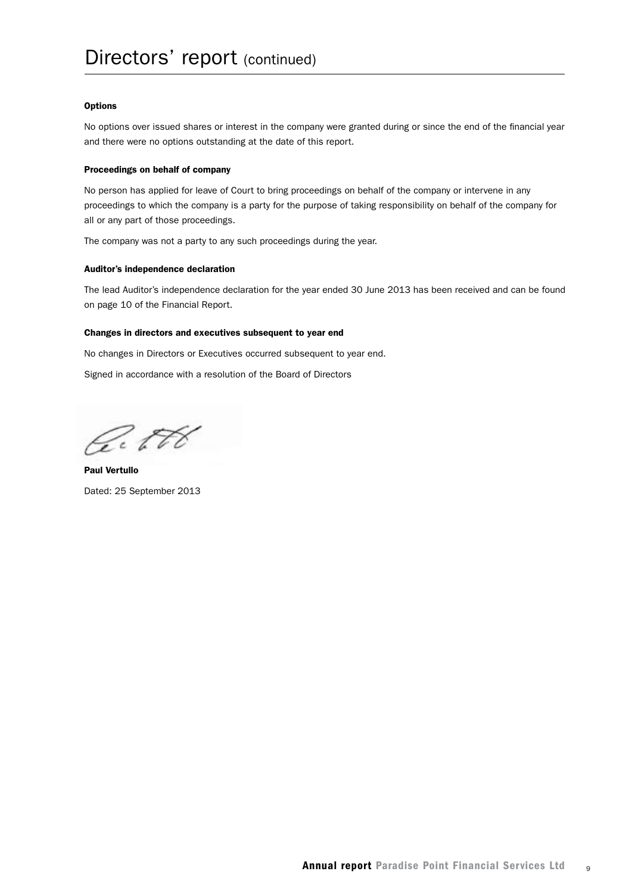# Directors' report (continued)

### Options

No options over issued shares or interest in the company were granted during or since the end of the financial year and there were no options outstanding at the date of this report.

### Proceedings on behalf of company

No person has applied for leave of Court to bring proceedings on behalf of the company or intervene in any proceedings to which the company is a party for the purpose of taking responsibility on behalf of the company for all or any part of those proceedings.

The company was not a party to any such proceedings during the year.

### Auditor's independence declaration

The lead Auditor's independence declaration for the year ended 30 June 2013 has been received and can be found on page 10 of the Financial Report.

### Changes in directors and executives subsequent to year end

No changes in Directors or Executives occurred subsequent to year end.

Signed in accordance with a resolution of the Board of Directors

**Paul Vertullo**

Dated: 25 September 2013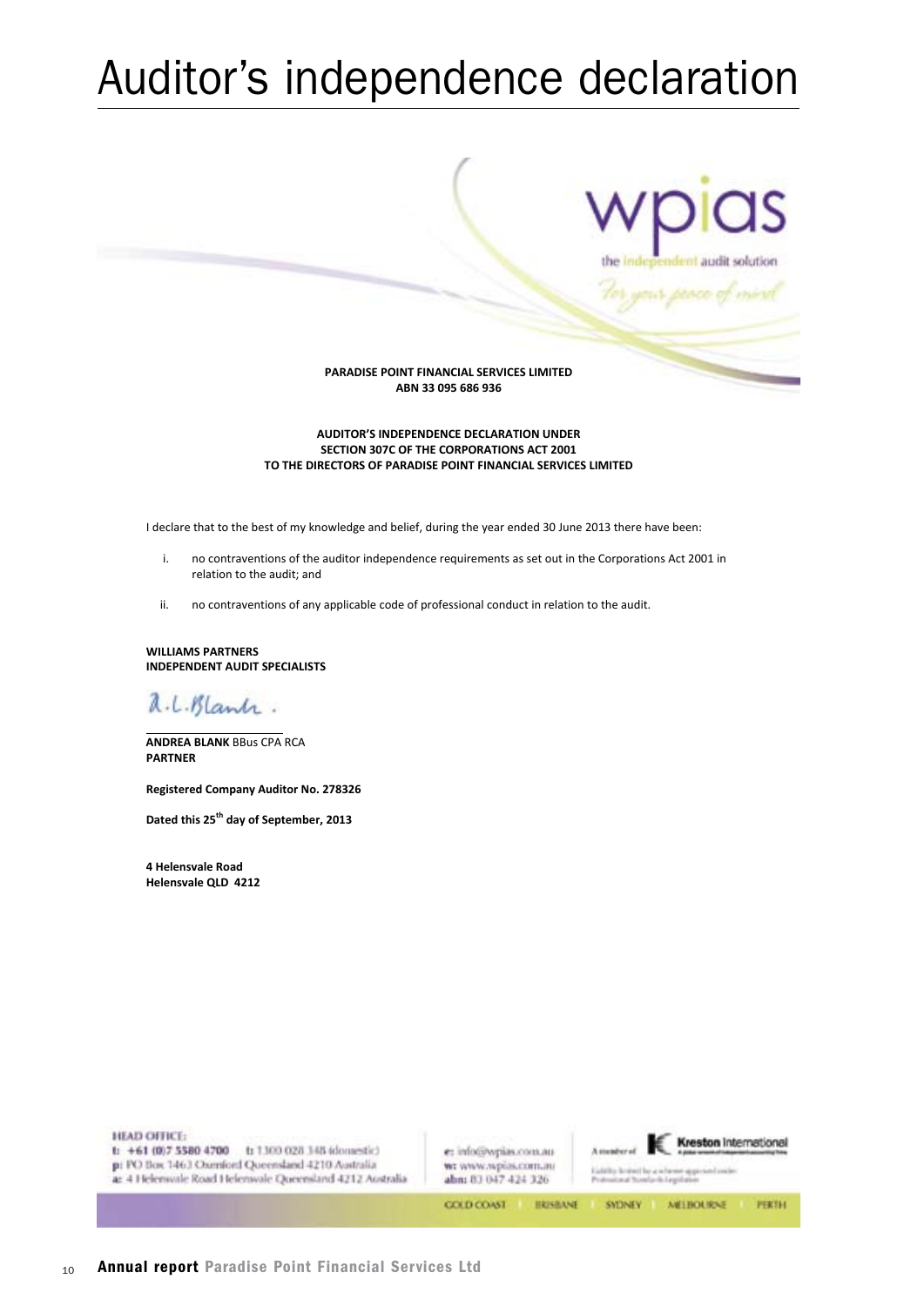# Auditor's independence declaration

wpias

the independent audit solution

For your peace of mind

**PARADISE POINT FINANCIAL SERVICES LIMITED**
**ABN 33 095 686 936**

**AUDITOR'S INDEPENDENCE DECLARATION UNDER**
**SECTION 307C OF THE CORPORATIONS ACT 2001**
**TO THE DIRECTORS OF PARADISE POINT FINANCIAL SERVICES LIMITED**

I declare that to the best of my knowledge and belief, during the year ended 30 June 2013 there have been:

i. no contraventions of the auditor independence requirements as set out in the Corporations Act 2001 in relation to the audit; and

ii. no contraventions of any applicable code of professional conduct in relation to the audit.

**WILLIAMS PARTNERS**
**INDEPENDENT AUDIT SPECIALISTS**

A.L.Blank.

**ANDREA BLANK** BBus CPA RCA
**PARTNER**

**Registered Company Auditor No. 278326**

**Dated this 25th day of September, 2013**

**4 Helensvale Road**
**Helensvale QLD 4212**

HEAD OFFICE:
t: +61 (0)7 5580 4700 t: 1300 028 348 (domestic)
p: PO Box 1463 Oxenford Queensland 4210 Australia
a: 4 Helensvale Road Helensvale Queensland 4212 Australia

e: info@wpias.com.au
w: www.wpias.com.au
abn: 83 047 424 326

A member of Kreston International
Liability limited by a scheme approved under Professional Standards Legislation

GOLD COAST | BRISBANE | SYDNEY | MELBOURNE | PERTH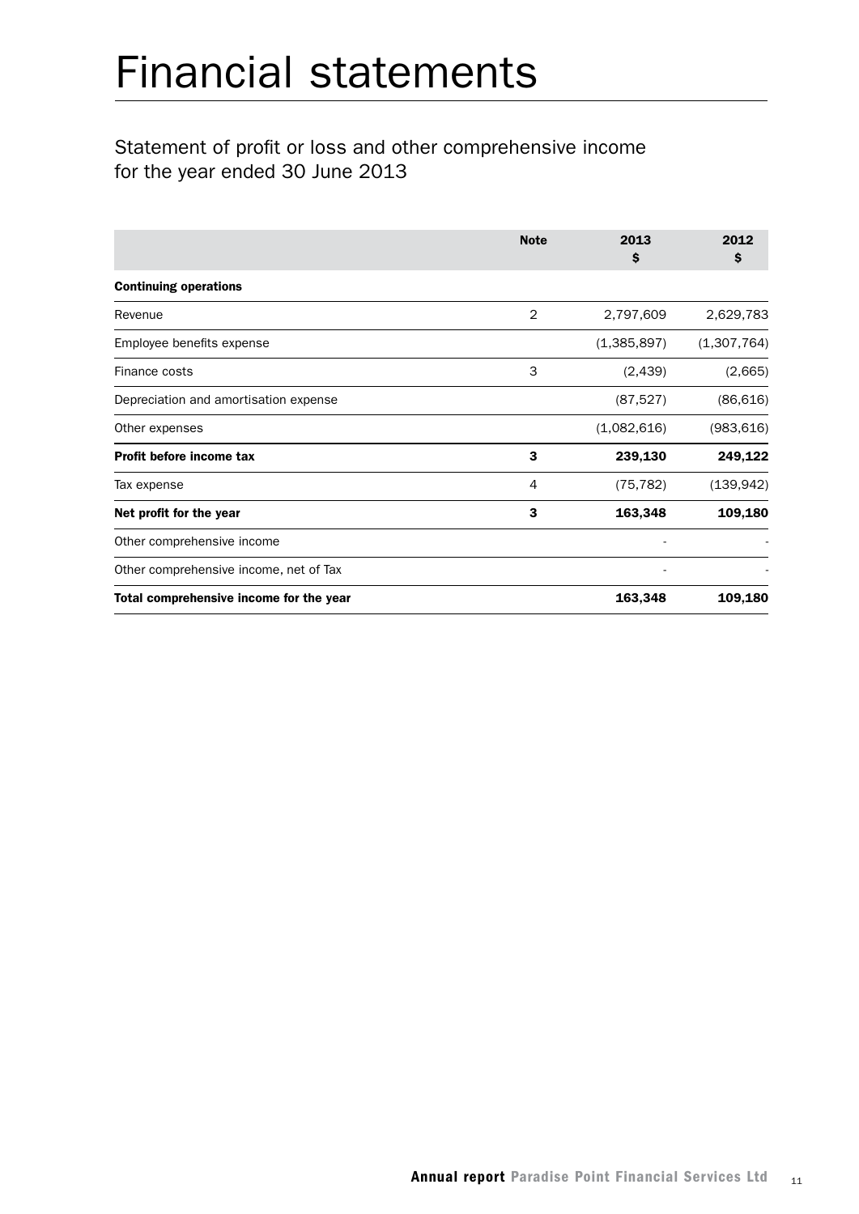# Financial statements

## Statement of profit or loss and other comprehensive income for the year ended 30 June 2013

| | Note | 2013<br>$ | 2012<br>$ |
|---|---|---|---|
| **Continuing operations** | | | |
| Revenue | 2 | 2,797,609 | 2,629,783 |
| Employee benefits expense | | (1,385,897) | (1,307,764) |
| Finance costs | 3 | (2,439) | (2,665) |
| Depreciation and amortisation expense | | (87,527) | (86,616) |
| Other expenses | | (1,082,616) | (983,616) |
| **Profit before income tax** | **3** | **239,130** | **249,122** |
| Tax expense | 4 | (75,782) | (139,942) |
| **Net profit for the year** | **3** | **163,348** | **109,180** |
| Other comprehensive income | | - | - |
| Other comprehensive income, net of Tax | | - | - |
| **Total comprehensive income for the year** | | **163,348** | **109,180** |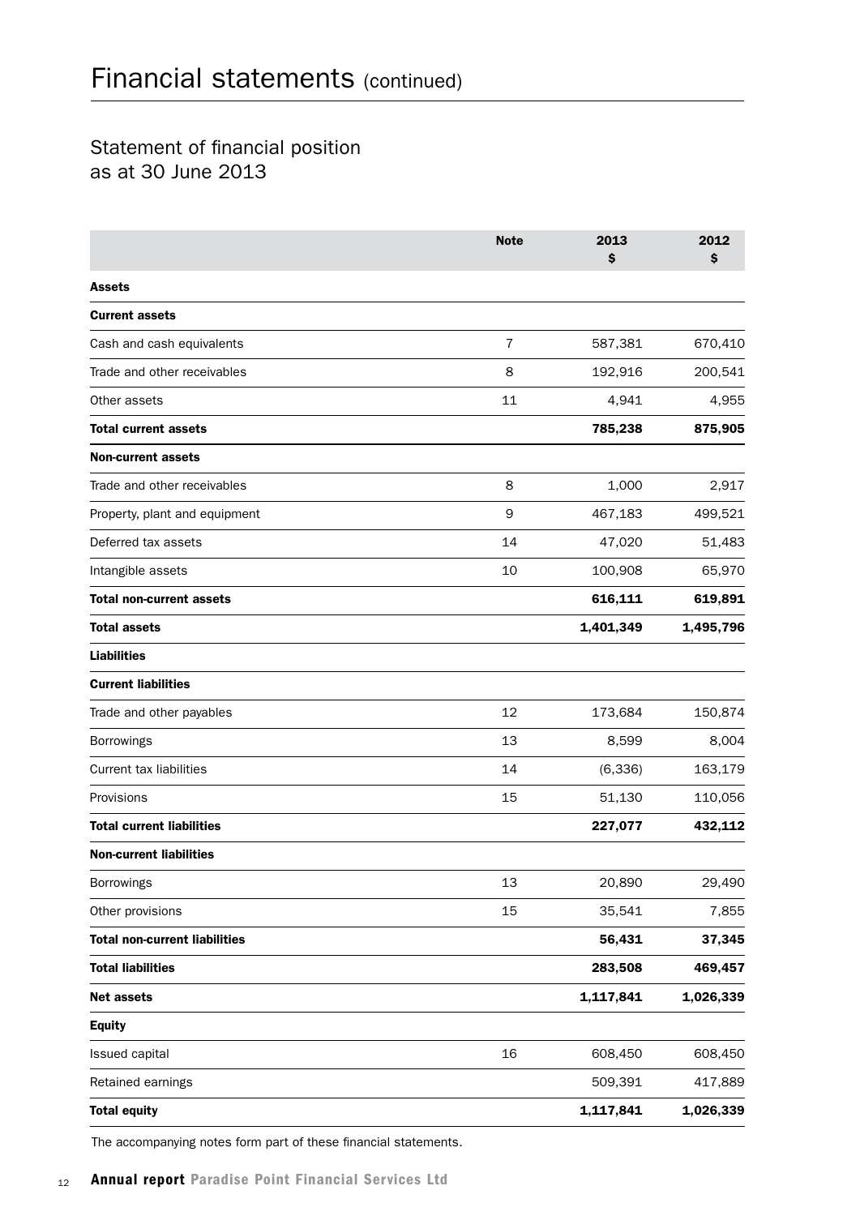# Financial statements (continued)

## Statement of financial position as at 30 June 2013

| | Note | 2013 $ | 2012 $ |
|---|---|---|---|
| **Assets** | | | |
| **Current assets** | | | |
| Cash and cash equivalents | 7 | 587,381 | 670,410 |
| Trade and other receivables | 8 | 192,916 | 200,541 |
| Other assets | 11 | 4,941 | 4,955 |
| **Total current assets** | | **785,238** | **875,905** |
| **Non-current assets** | | | |
| Trade and other receivables | 8 | 1,000 | 2,917 |
| Property, plant and equipment | 9 | 467,183 | 499,521 |
| Deferred tax assets | 14 | 47,020 | 51,483 |
| Intangible assets | 10 | 100,908 | 65,970 |
| **Total non-current assets** | | **616,111** | **619,891** |
| **Total assets** | | **1,401,349** | **1,495,796** |
| **Liabilities** | | | |
| **Current liabilities** | | | |
| Trade and other payables | 12 | 173,684 | 150,874 |
| Borrowings | 13 | 8,599 | 8,004 |
| Current tax liabilities | 14 | (6,336) | 163,179 |
| Provisions | 15 | 51,130 | 110,056 |
| **Total current liabilities** | | **227,077** | **432,112** |
| **Non-current liabilities** | | | |
| Borrowings | 13 | 20,890 | 29,490 |
| Other provisions | 15 | 35,541 | 7,855 |
| **Total non-current liabilities** | | **56,431** | **37,345** |
| **Total liabilities** | | **283,508** | **469,457** |
| **Net assets** | | **1,117,841** | **1,026,339** |
| **Equity** | | | |
| Issued capital | 16 | 608,450 | 608,450 |
| Retained earnings | | 509,391 | 417,889 |
| **Total equity** | | **1,117,841** | **1,026,339** |

The accompanying notes form part of these financial statements.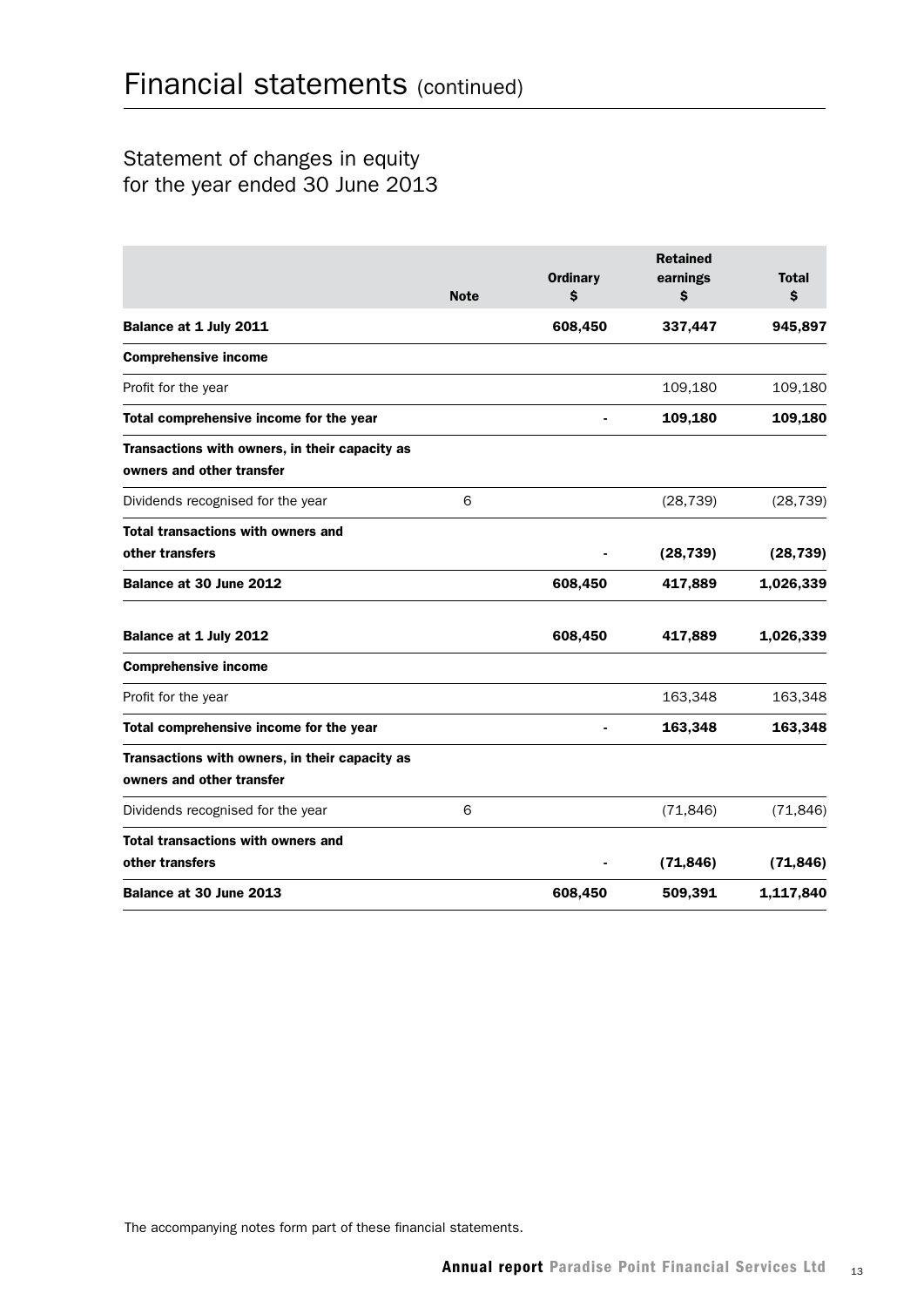# Financial statements (continued)

## Statement of changes in equity for the year ended 30 June 2013

| | Note | Ordinary $ | Retained earnings $ | Total $ |
|---|---|---|---|---|
| **Balance at 1 July 2011** | | **608,450** | **337,447** | **945,897** |
| **Comprehensive income** | | | | |
| Profit for the year | | | 109,180 | 109,180 |
| **Total comprehensive income for the year** | | **-** | **109,180** | **109,180** |
| **Transactions with owners, in their capacity as owners and other transfer** | | | | |
| Dividends recognised for the year | 6 | | (28,739) | (28,739) |
| **Total transactions with owners and other transfers** | | **-** | **(28,739)** | **(28,739)** |
| **Balance at 30 June 2012** | | **608,450** | **417,889** | **1,026,339** |
| **Balance at 1 July 2012** | | **608,450** | **417,889** | **1,026,339** |
| **Comprehensive income** | | | | |
| Profit for the year | | | 163,348 | 163,348 |
| **Total comprehensive income for the year** | | **-** | **163,348** | **163,348** |
| **Transactions with owners, in their capacity as owners and other transfer** | | | | |
| Dividends recognised for the year | 6 | | (71,846) | (71,846) |
| **Total transactions with owners and other transfers** | | **-** | **(71,846)** | **(71,846)** |
| **Balance at 30 June 2013** | | **608,450** | **509,391** | **1,117,840** |

The accompanying notes form part of these financial statements.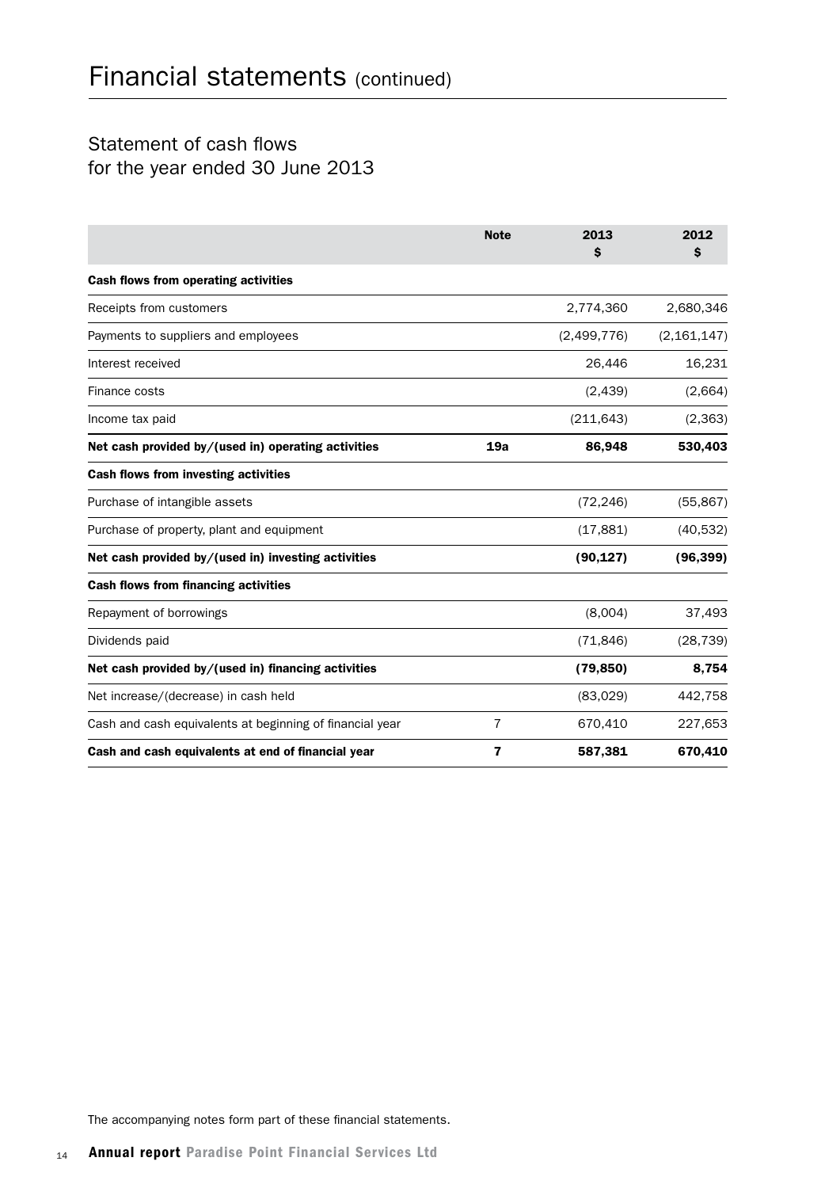# Financial statements (continued)

## Statement of cash flows
## for the year ended 30 June 2013

| | Note | 2013 $ | 2012 $ |
|---|---|---|---|
| **Cash flows from operating activities** | | | |
| Receipts from customers | | 2,774,360 | 2,680,346 |
| Payments to suppliers and employees | | (2,499,776) | (2,161,147) |
| Interest received | | 26,446 | 16,231 |
| Finance costs | | (2,439) | (2,664) |
| Income tax paid | | (211,643) | (2,363) |
| **Net cash provided by/(used in) operating activities** | **19a** | **86,948** | **530,403** |
| **Cash flows from investing activities** | | | |
| Purchase of intangible assets | | (72,246) | (55,867) |
| Purchase of property, plant and equipment | | (17,881) | (40,532) |
| **Net cash provided by/(used in) investing activities** | | **(90,127)** | **(96,399)** |
| **Cash flows from financing activities** | | | |
| Repayment of borrowings | | (8,004) | 37,493 |
| Dividends paid | | (71,846) | (28,739) |
| **Net cash provided by/(used in) financing activities** | | **(79,850)** | **8,754** |
| Net increase/(decrease) in cash held | | (83,029) | 442,758 |
| Cash and cash equivalents at beginning of financial year | 7 | 670,410 | 227,653 |
| **Cash and cash equivalents at end of financial year** | **7** | **587,381** | **670,410** |

The accompanying notes form part of these financial statements.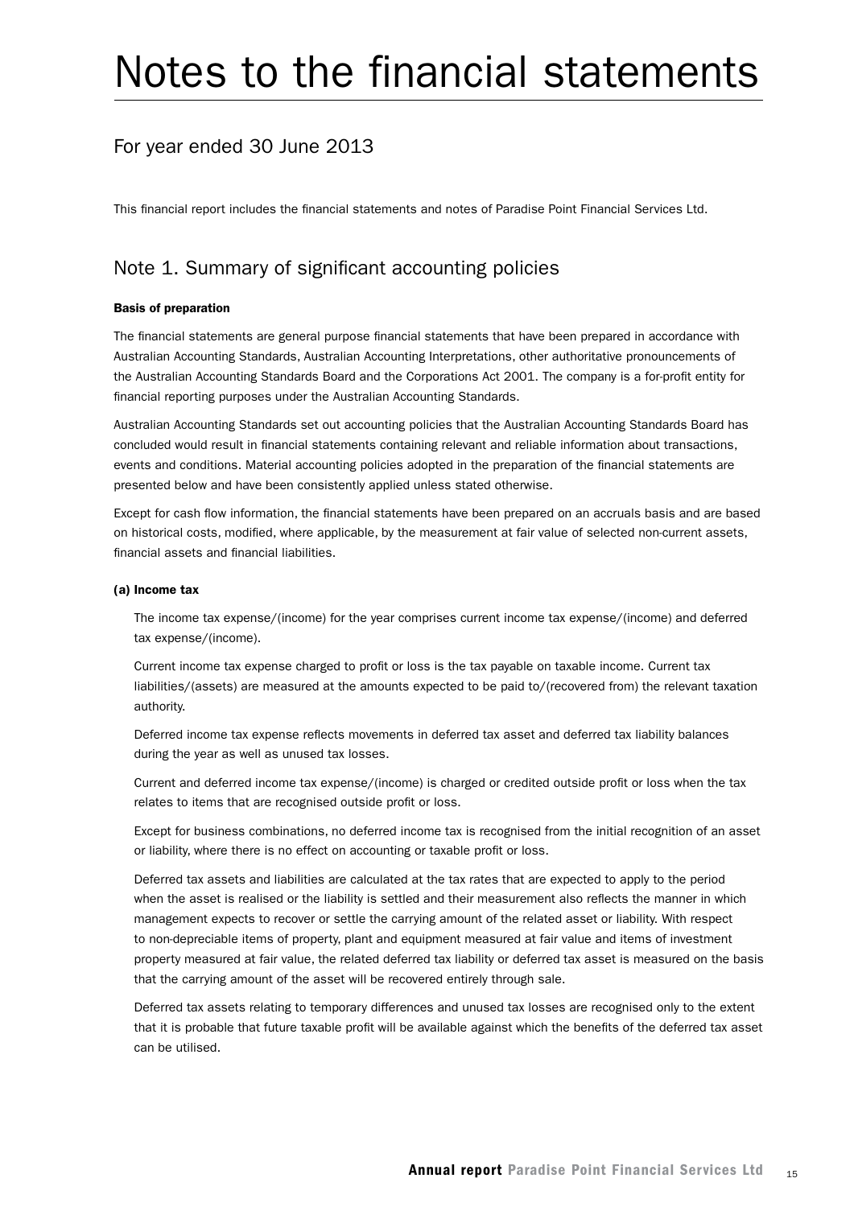# Notes to the financial statements

## For year ended 30 June 2013

This financial report includes the financial statements and notes of Paradise Point Financial Services Ltd.

## Note 1. Summary of significant accounting policies

**Basis of preparation**

The financial statements are general purpose financial statements that have been prepared in accordance with Australian Accounting Standards, Australian Accounting Interpretations, other authoritative pronouncements of the Australian Accounting Standards Board and the Corporations Act 2001. The company is a for-profit entity for financial reporting purposes under the Australian Accounting Standards.

Australian Accounting Standards set out accounting policies that the Australian Accounting Standards Board has concluded would result in financial statements containing relevant and reliable information about transactions, events and conditions. Material accounting policies adopted in the preparation of the financial statements are presented below and have been consistently applied unless stated otherwise.

Except for cash flow information, the financial statements have been prepared on an accruals basis and are based on historical costs, modified, where applicable, by the measurement at fair value of selected non-current assets, financial assets and financial liabilities.

**(a) Income tax**

The income tax expense/(income) for the year comprises current income tax expense/(income) and deferred tax expense/(income).

Current income tax expense charged to profit or loss is the tax payable on taxable income. Current tax liabilities/(assets) are measured at the amounts expected to be paid to/(recovered from) the relevant taxation authority.

Deferred income tax expense reflects movements in deferred tax asset and deferred tax liability balances during the year as well as unused tax losses.

Current and deferred income tax expense/(income) is charged or credited outside profit or loss when the tax relates to items that are recognised outside profit or loss.

Except for business combinations, no deferred income tax is recognised from the initial recognition of an asset or liability, where there is no effect on accounting or taxable profit or loss.

Deferred tax assets and liabilities are calculated at the tax rates that are expected to apply to the period when the asset is realised or the liability is settled and their measurement also reflects the manner in which management expects to recover or settle the carrying amount of the related asset or liability. With respect to non-depreciable items of property, plant and equipment measured at fair value and items of investment property measured at fair value, the related deferred tax liability or deferred tax asset is measured on the basis that the carrying amount of the asset will be recovered entirely through sale.

Deferred tax assets relating to temporary differences and unused tax losses are recognised only to the extent that it is probable that future taxable profit will be available against which the benefits of the deferred tax asset can be utilised.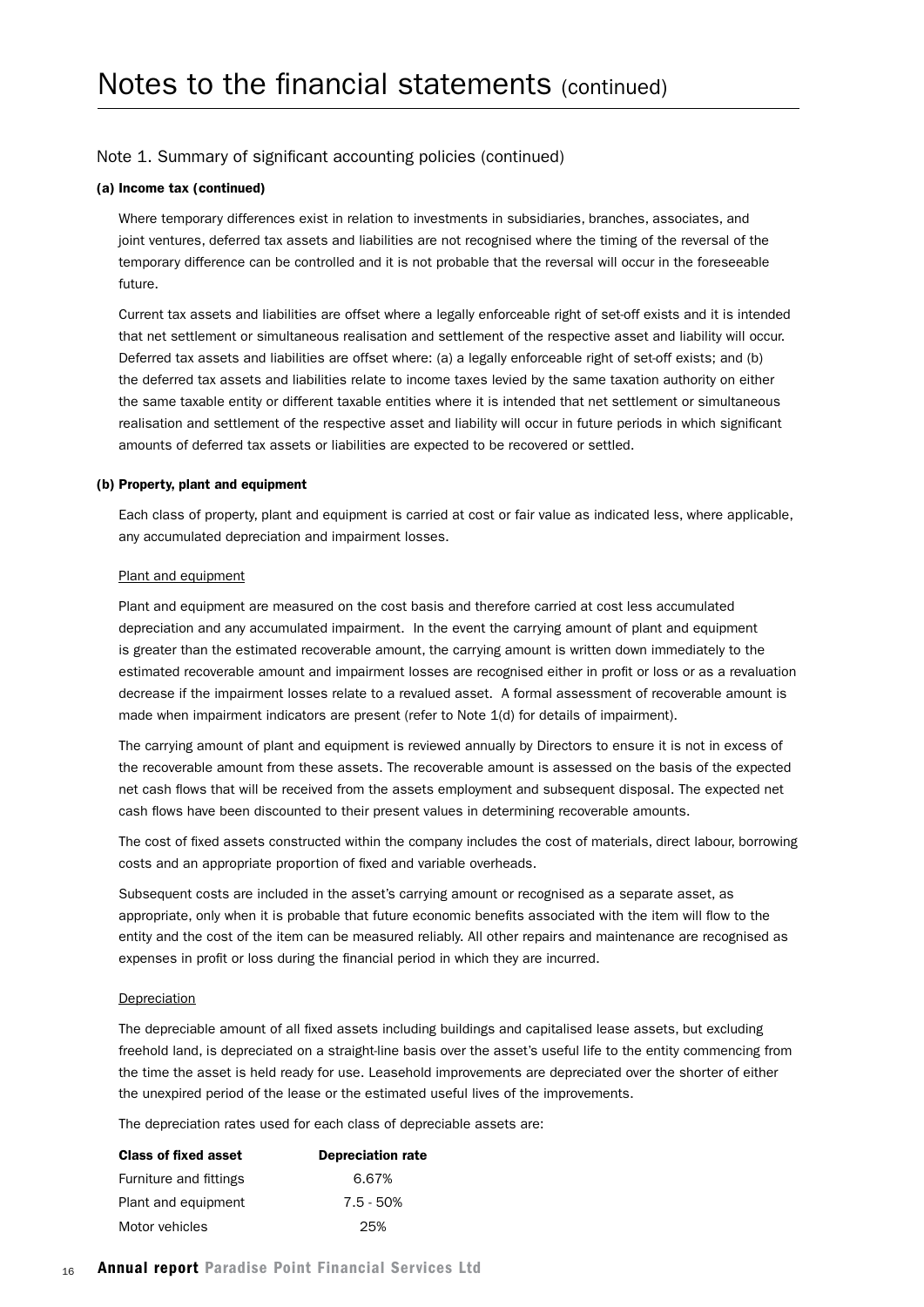# Notes to the financial statements (continued)

## Note 1. Summary of significant accounting policies (continued)

### (a) Income tax (continued)

Where temporary differences exist in relation to investments in subsidiaries, branches, associates, and joint ventures, deferred tax assets and liabilities are not recognised where the timing of the reversal of the temporary difference can be controlled and it is not probable that the reversal will occur in the foreseeable future.

Current tax assets and liabilities are offset where a legally enforceable right of set-off exists and it is intended that net settlement or simultaneous realisation and settlement of the respective asset and liability will occur. Deferred tax assets and liabilities are offset where: (a) a legally enforceable right of set-off exists; and (b) the deferred tax assets and liabilities relate to income taxes levied by the same taxation authority on either the same taxable entity or different taxable entities where it is intended that net settlement or simultaneous realisation and settlement of the respective asset and liability will occur in future periods in which significant amounts of deferred tax assets or liabilities are expected to be recovered or settled.

### (b) Property, plant and equipment

Each class of property, plant and equipment is carried at cost or fair value as indicated less, where applicable, any accumulated depreciation and impairment losses.

Plant and equipment

Plant and equipment are measured on the cost basis and therefore carried at cost less accumulated depreciation and any accumulated impairment. In the event the carrying amount of plant and equipment is greater than the estimated recoverable amount, the carrying amount is written down immediately to the estimated recoverable amount and impairment losses are recognised either in profit or loss or as a revaluation decrease if the impairment losses relate to a revalued asset. A formal assessment of recoverable amount is made when impairment indicators are present (refer to Note 1(d) for details of impairment).

The carrying amount of plant and equipment is reviewed annually by Directors to ensure it is not in excess of the recoverable amount from these assets. The recoverable amount is assessed on the basis of the expected net cash flows that will be received from the assets employment and subsequent disposal. The expected net cash flows have been discounted to their present values in determining recoverable amounts.

The cost of fixed assets constructed within the company includes the cost of materials, direct labour, borrowing costs and an appropriate proportion of fixed and variable overheads.

Subsequent costs are included in the asset's carrying amount or recognised as a separate asset, as appropriate, only when it is probable that future economic benefits associated with the item will flow to the entity and the cost of the item can be measured reliably. All other repairs and maintenance are recognised as expenses in profit or loss during the financial period in which they are incurred.

Depreciation

The depreciable amount of all fixed assets including buildings and capitalised lease assets, but excluding freehold land, is depreciated on a straight-line basis over the asset's useful life to the entity commencing from the time the asset is held ready for use. Leasehold improvements are depreciated over the shorter of either the unexpired period of the lease or the estimated useful lives of the improvements.

The depreciation rates used for each class of depreciable assets are:

| Class of fixed asset | Depreciation rate |
|---|---|
| Furniture and fittings | 6.67% |
| Plant and equipment | 7.5 - 50% |
| Motor vehicles | 25% |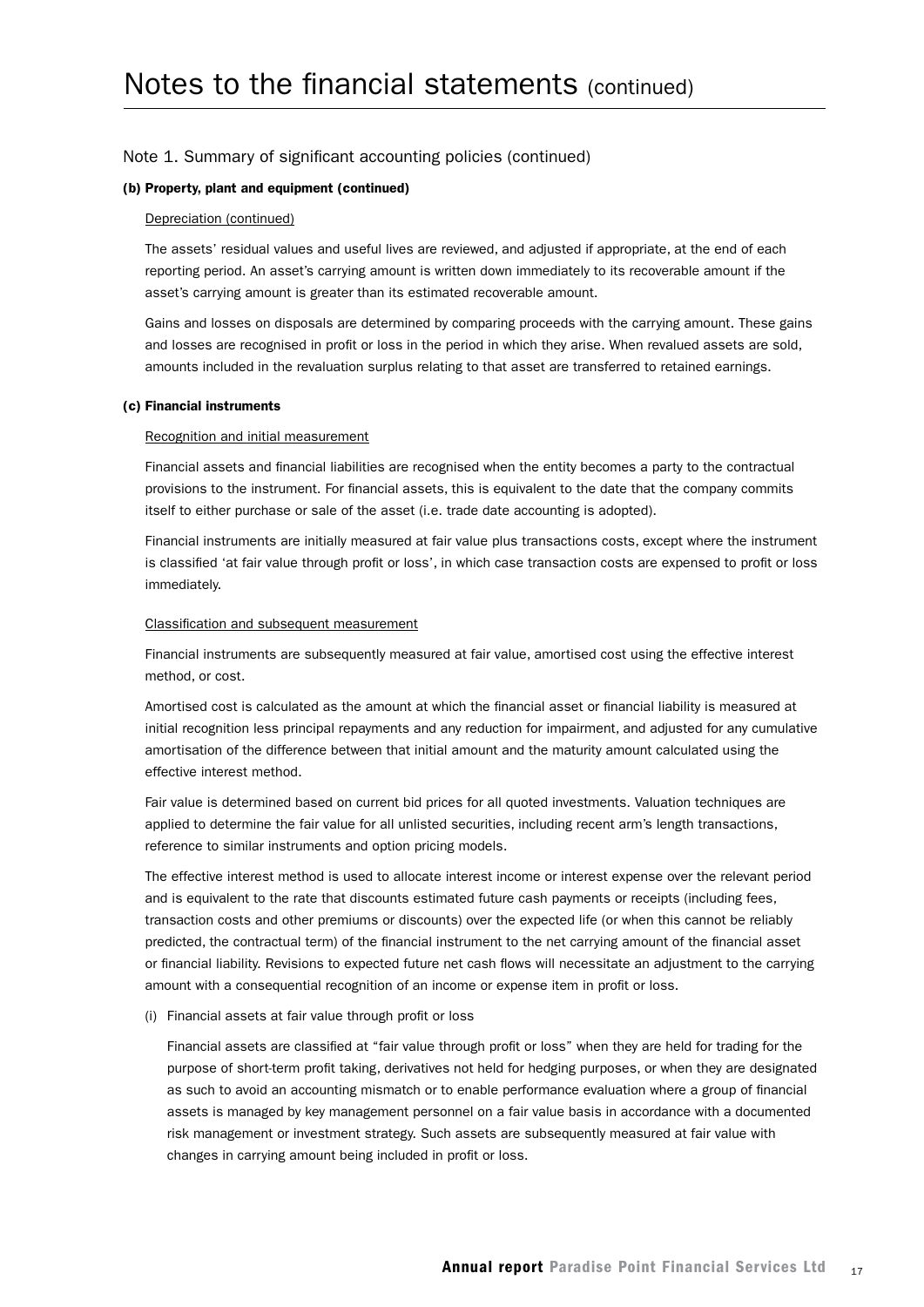# Notes to the financial statements (continued)

## Note 1. Summary of significant accounting policies (continued)

### (b) Property, plant and equipment (continued)

Depreciation (continued)

The assets' residual values and useful lives are reviewed, and adjusted if appropriate, at the end of each reporting period. An asset's carrying amount is written down immediately to its recoverable amount if the asset's carrying amount is greater than its estimated recoverable amount.

Gains and losses on disposals are determined by comparing proceeds with the carrying amount. These gains and losses are recognised in profit or loss in the period in which they arise. When revalued assets are sold, amounts included in the revaluation surplus relating to that asset are transferred to retained earnings.

### (c) Financial instruments

Recognition and initial measurement

Financial assets and financial liabilities are recognised when the entity becomes a party to the contractual provisions to the instrument. For financial assets, this is equivalent to the date that the company commits itself to either purchase or sale of the asset (i.e. trade date accounting is adopted).

Financial instruments are initially measured at fair value plus transactions costs, except where the instrument is classified 'at fair value through profit or loss', in which case transaction costs are expensed to profit or loss immediately.

Classification and subsequent measurement

Financial instruments are subsequently measured at fair value, amortised cost using the effective interest method, or cost.

Amortised cost is calculated as the amount at which the financial asset or financial liability is measured at initial recognition less principal repayments and any reduction for impairment, and adjusted for any cumulative amortisation of the difference between that initial amount and the maturity amount calculated using the effective interest method.

Fair value is determined based on current bid prices for all quoted investments. Valuation techniques are applied to determine the fair value for all unlisted securities, including recent arm's length transactions, reference to similar instruments and option pricing models.

The effective interest method is used to allocate interest income or interest expense over the relevant period and is equivalent to the rate that discounts estimated future cash payments or receipts (including fees, transaction costs and other premiums or discounts) over the expected life (or when this cannot be reliably predicted, the contractual term) of the financial instrument to the net carrying amount of the financial asset or financial liability. Revisions to expected future net cash flows will necessitate an adjustment to the carrying amount with a consequential recognition of an income or expense item in profit or loss.

(i) Financial assets at fair value through profit or loss

Financial assets are classified at "fair value through profit or loss" when they are held for trading for the purpose of short-term profit taking, derivatives not held for hedging purposes, or when they are designated as such to avoid an accounting mismatch or to enable performance evaluation where a group of financial assets is managed by key management personnel on a fair value basis in accordance with a documented risk management or investment strategy. Such assets are subsequently measured at fair value with changes in carrying amount being included in profit or loss.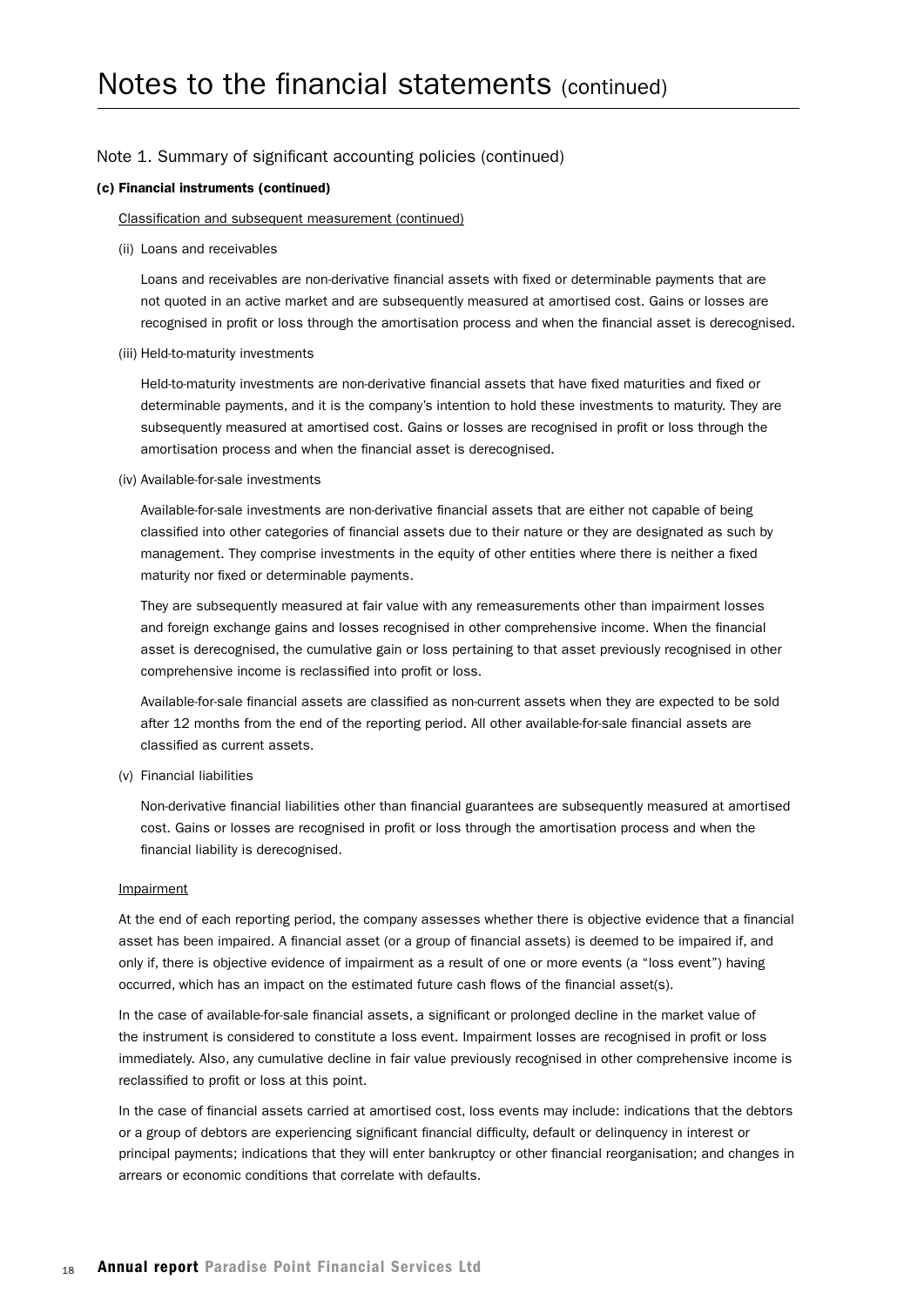# Notes to the financial statements (continued)

## Note 1. Summary of significant accounting policies (continued)

### (c) Financial instruments (continued)

Classification and subsequent measurement (continued)

(ii) Loans and receivables

Loans and receivables are non-derivative financial assets with fixed or determinable payments that are not quoted in an active market and are subsequently measured at amortised cost. Gains or losses are recognised in profit or loss through the amortisation process and when the financial asset is derecognised.

(iii) Held-to-maturity investments

Held-to-maturity investments are non-derivative financial assets that have fixed maturities and fixed or determinable payments, and it is the company's intention to hold these investments to maturity. They are subsequently measured at amortised cost. Gains or losses are recognised in profit or loss through the amortisation process and when the financial asset is derecognised.

(iv) Available-for-sale investments

Available-for-sale investments are non-derivative financial assets that are either not capable of being classified into other categories of financial assets due to their nature or they are designated as such by management. They comprise investments in the equity of other entities where there is neither a fixed maturity nor fixed or determinable payments.

They are subsequently measured at fair value with any remeasurements other than impairment losses and foreign exchange gains and losses recognised in other comprehensive income. When the financial asset is derecognised, the cumulative gain or loss pertaining to that asset previously recognised in other comprehensive income is reclassified into profit or loss.

Available-for-sale financial assets are classified as non-current assets when they are expected to be sold after 12 months from the end of the reporting period. All other available-for-sale financial assets are classified as current assets.

(v) Financial liabilities

Non-derivative financial liabilities other than financial guarantees are subsequently measured at amortised cost. Gains or losses are recognised in profit or loss through the amortisation process and when the financial liability is derecognised.

Impairment

At the end of each reporting period, the company assesses whether there is objective evidence that a financial asset has been impaired. A financial asset (or a group of financial assets) is deemed to be impaired if, and only if, there is objective evidence of impairment as a result of one or more events (a "loss event") having occurred, which has an impact on the estimated future cash flows of the financial asset(s).

In the case of available-for-sale financial assets, a significant or prolonged decline in the market value of the instrument is considered to constitute a loss event. Impairment losses are recognised in profit or loss immediately. Also, any cumulative decline in fair value previously recognised in other comprehensive income is reclassified to profit or loss at this point.

In the case of financial assets carried at amortised cost, loss events may include: indications that the debtors or a group of debtors are experiencing significant financial difficulty, default or delinquency in interest or principal payments; indications that they will enter bankruptcy or other financial reorganisation; and changes in arrears or economic conditions that correlate with defaults.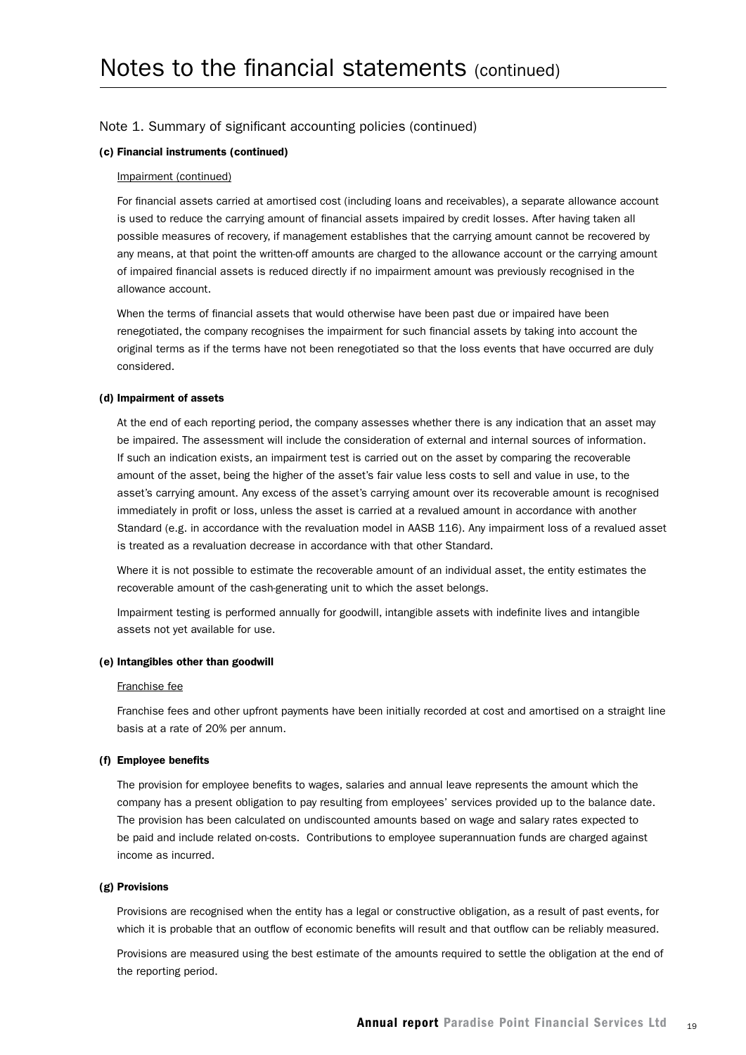# Notes to the financial statements (continued)

## Note 1. Summary of significant accounting policies (continued)

### (c) Financial instruments (continued)

Impairment (continued)

For financial assets carried at amortised cost (including loans and receivables), a separate allowance account is used to reduce the carrying amount of financial assets impaired by credit losses. After having taken all possible measures of recovery, if management establishes that the carrying amount cannot be recovered by any means, at that point the written-off amounts are charged to the allowance account or the carrying amount of impaired financial assets is reduced directly if no impairment amount was previously recognised in the allowance account.

When the terms of financial assets that would otherwise have been past due or impaired have been renegotiated, the company recognises the impairment for such financial assets by taking into account the original terms as if the terms have not been renegotiated so that the loss events that have occurred are duly considered.

### (d) Impairment of assets

At the end of each reporting period, the company assesses whether there is any indication that an asset may be impaired. The assessment will include the consideration of external and internal sources of information. If such an indication exists, an impairment test is carried out on the asset by comparing the recoverable amount of the asset, being the higher of the asset's fair value less costs to sell and value in use, to the asset's carrying amount. Any excess of the asset's carrying amount over its recoverable amount is recognised immediately in profit or loss, unless the asset is carried at a revalued amount in accordance with another Standard (e.g. in accordance with the revaluation model in AASB 116). Any impairment loss of a revalued asset is treated as a revaluation decrease in accordance with that other Standard.

Where it is not possible to estimate the recoverable amount of an individual asset, the entity estimates the recoverable amount of the cash-generating unit to which the asset belongs.

Impairment testing is performed annually for goodwill, intangible assets with indefinite lives and intangible assets not yet available for use.

### (e) Intangibles other than goodwill

Franchise fee

Franchise fees and other upfront payments have been initially recorded at cost and amortised on a straight line basis at a rate of 20% per annum.

### (f) Employee benefits

The provision for employee benefits to wages, salaries and annual leave represents the amount which the company has a present obligation to pay resulting from employees' services provided up to the balance date. The provision has been calculated on undiscounted amounts based on wage and salary rates expected to be paid and include related on-costs. Contributions to employee superannuation funds are charged against income as incurred.

### (g) Provisions

Provisions are recognised when the entity has a legal or constructive obligation, as a result of past events, for which it is probable that an outflow of economic benefits will result and that outflow can be reliably measured.

Provisions are measured using the best estimate of the amounts required to settle the obligation at the end of the reporting period.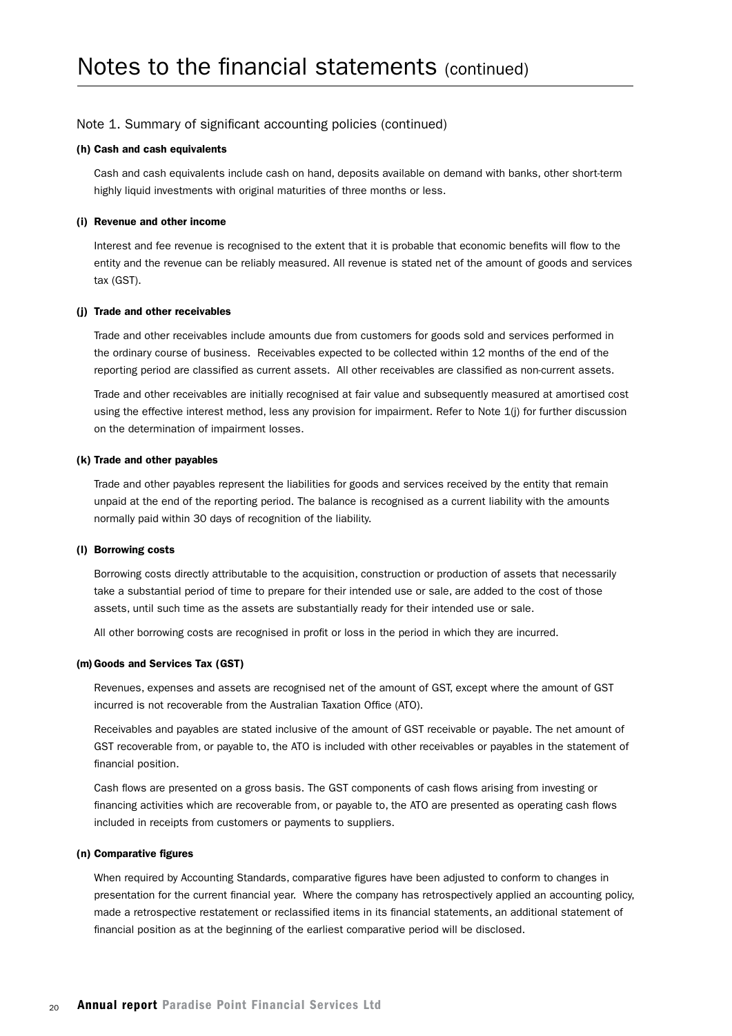# Notes to the financial statements (continued)

## Note 1. Summary of significant accounting policies (continued)

### (h) Cash and cash equivalents

Cash and cash equivalents include cash on hand, deposits available on demand with banks, other short-term highly liquid investments with original maturities of three months or less.

### (i) Revenue and other income

Interest and fee revenue is recognised to the extent that it is probable that economic benefits will flow to the entity and the revenue can be reliably measured. All revenue is stated net of the amount of goods and services tax (GST).

### (j) Trade and other receivables

Trade and other receivables include amounts due from customers for goods sold and services performed in the ordinary course of business. Receivables expected to be collected within 12 months of the end of the reporting period are classified as current assets. All other receivables are classified as non-current assets.

Trade and other receivables are initially recognised at fair value and subsequently measured at amortised cost using the effective interest method, less any provision for impairment. Refer to Note 1(j) for further discussion on the determination of impairment losses.

### (k) Trade and other payables

Trade and other payables represent the liabilities for goods and services received by the entity that remain unpaid at the end of the reporting period. The balance is recognised as a current liability with the amounts normally paid within 30 days of recognition of the liability.

### (l) Borrowing costs

Borrowing costs directly attributable to the acquisition, construction or production of assets that necessarily take a substantial period of time to prepare for their intended use or sale, are added to the cost of those assets, until such time as the assets are substantially ready for their intended use or sale.

All other borrowing costs are recognised in profit or loss in the period in which they are incurred.

### (m) Goods and Services Tax (GST)

Revenues, expenses and assets are recognised net of the amount of GST, except where the amount of GST incurred is not recoverable from the Australian Taxation Office (ATO).

Receivables and payables are stated inclusive of the amount of GST receivable or payable. The net amount of GST recoverable from, or payable to, the ATO is included with other receivables or payables in the statement of financial position.

Cash flows are presented on a gross basis. The GST components of cash flows arising from investing or financing activities which are recoverable from, or payable to, the ATO are presented as operating cash flows included in receipts from customers or payments to suppliers.

### (n) Comparative figures

When required by Accounting Standards, comparative figures have been adjusted to conform to changes in presentation for the current financial year. Where the company has retrospectively applied an accounting policy, made a retrospective restatement or reclassified items in its financial statements, an additional statement of financial position as at the beginning of the earliest comparative period will be disclosed.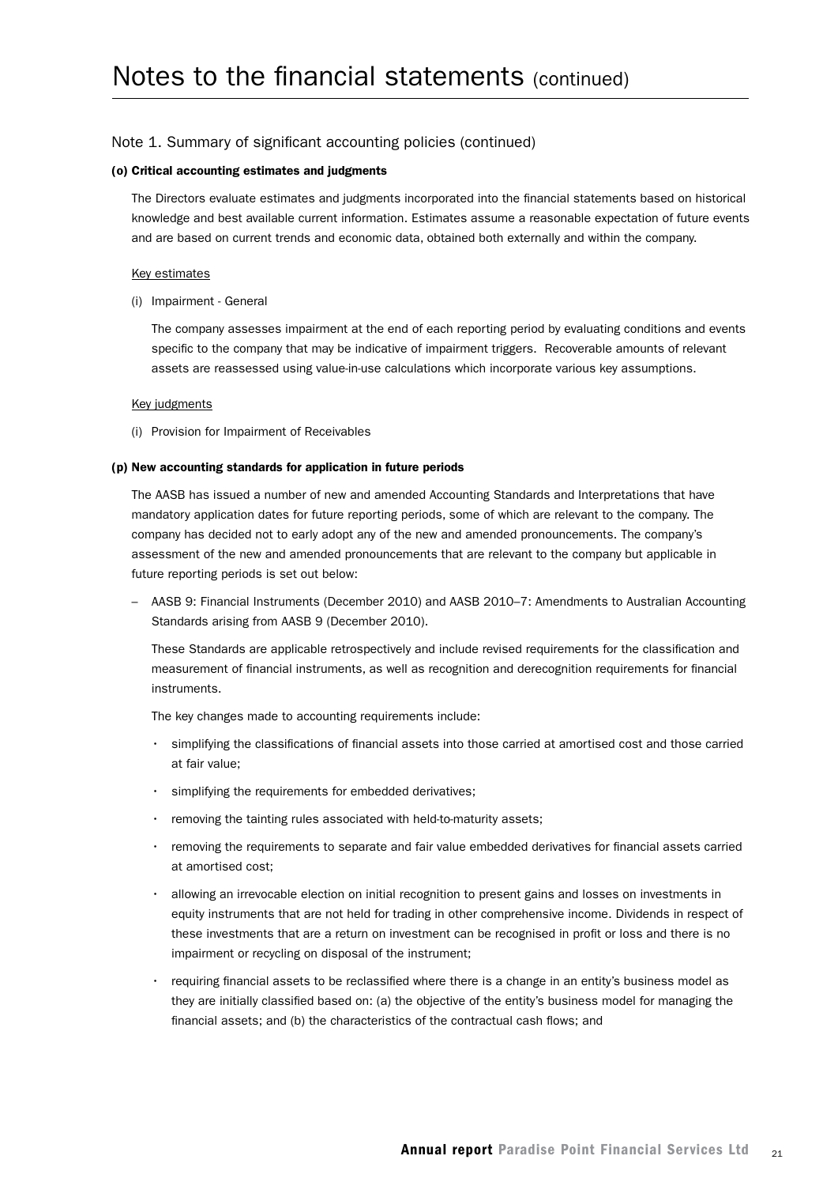# Notes to the financial statements (continued)

## Note 1. Summary of significant accounting policies (continued)

**(o) Critical accounting estimates and judgments**

The Directors evaluate estimates and judgments incorporated into the financial statements based on historical knowledge and best available current information. Estimates assume a reasonable expectation of future events and are based on current trends and economic data, obtained both externally and within the company.

Key estimates

(i) Impairment - General

The company assesses impairment at the end of each reporting period by evaluating conditions and events specific to the company that may be indicative of impairment triggers. Recoverable amounts of relevant assets are reassessed using value-in-use calculations which incorporate various key assumptions.

Key judgments

(i) Provision for Impairment of Receivables

**(p) New accounting standards for application in future periods**

The AASB has issued a number of new and amended Accounting Standards and Interpretations that have mandatory application dates for future reporting periods, some of which are relevant to the company. The company has decided not to early adopt any of the new and amended pronouncements. The company's assessment of the new and amended pronouncements that are relevant to the company but applicable in future reporting periods is set out below:

– AASB 9: Financial Instruments (December 2010) and AASB 2010–7: Amendments to Australian Accounting Standards arising from AASB 9 (December 2010).

These Standards are applicable retrospectively and include revised requirements for the classification and measurement of financial instruments, as well as recognition and derecognition requirements for financial instruments.

The key changes made to accounting requirements include:

- simplifying the classifications of financial assets into those carried at amortised cost and those carried at fair value;
- simplifying the requirements for embedded derivatives;
- removing the tainting rules associated with held-to-maturity assets;
- removing the requirements to separate and fair value embedded derivatives for financial assets carried at amortised cost;
- allowing an irrevocable election on initial recognition to present gains and losses on investments in equity instruments that are not held for trading in other comprehensive income. Dividends in respect of these investments that are a return on investment can be recognised in profit or loss and there is no impairment or recycling on disposal of the instrument;
- requiring financial assets to be reclassified where there is a change in an entity's business model as they are initially classified based on: (a) the objective of the entity's business model for managing the financial assets; and (b) the characteristics of the contractual cash flows; and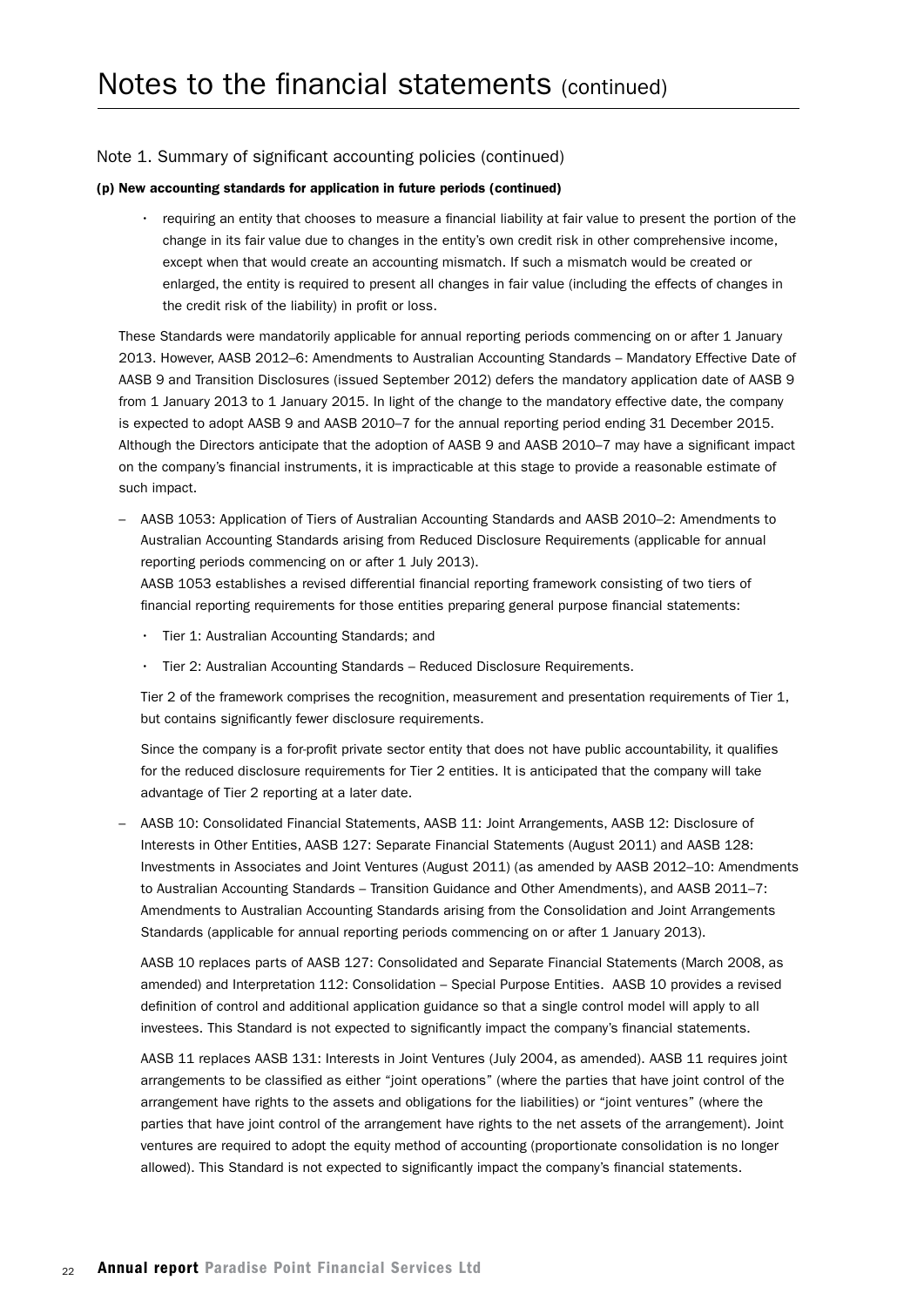# Notes to the financial statements (continued)

## Note 1. Summary of significant accounting policies (continued)

### (p) New accounting standards for application in future periods (continued)

- requiring an entity that chooses to measure a financial liability at fair value to present the portion of the change in its fair value due to changes in the entity's own credit risk in other comprehensive income, except when that would create an accounting mismatch. If such a mismatch would be created or enlarged, the entity is required to present all changes in fair value (including the effects of changes in the credit risk of the liability) in profit or loss.

These Standards were mandatorily applicable for annual reporting periods commencing on or after 1 January 2013. However, AASB 2012–6: Amendments to Australian Accounting Standards – Mandatory Effective Date of AASB 9 and Transition Disclosures (issued September 2012) defers the mandatory application date of AASB 9 from 1 January 2013 to 1 January 2015. In light of the change to the mandatory effective date, the company is expected to adopt AASB 9 and AASB 2010–7 for the annual reporting period ending 31 December 2015. Although the Directors anticipate that the adoption of AASB 9 and AASB 2010–7 may have a significant impact on the company's financial instruments, it is impracticable at this stage to provide a reasonable estimate of such impact.

- AASB 1053: Application of Tiers of Australian Accounting Standards and AASB 2010–2: Amendments to Australian Accounting Standards arising from Reduced Disclosure Requirements (applicable for annual reporting periods commencing on or after 1 July 2013).

  AASB 1053 establishes a revised differential financial reporting framework consisting of two tiers of financial reporting requirements for those entities preparing general purpose financial statements:

  - Tier 1: Australian Accounting Standards; and
  - Tier 2: Australian Accounting Standards – Reduced Disclosure Requirements.

  Tier 2 of the framework comprises the recognition, measurement and presentation requirements of Tier 1, but contains significantly fewer disclosure requirements.

  Since the company is a for-profit private sector entity that does not have public accountability, it qualifies for the reduced disclosure requirements for Tier 2 entities. It is anticipated that the company will take advantage of Tier 2 reporting at a later date.

- AASB 10: Consolidated Financial Statements, AASB 11: Joint Arrangements, AASB 12: Disclosure of Interests in Other Entities, AASB 127: Separate Financial Statements (August 2011) and AASB 128: Investments in Associates and Joint Ventures (August 2011) (as amended by AASB 2012–10: Amendments to Australian Accounting Standards – Transition Guidance and Other Amendments), and AASB 2011–7: Amendments to Australian Accounting Standards arising from the Consolidation and Joint Arrangements Standards (applicable for annual reporting periods commencing on or after 1 January 2013).

  AASB 10 replaces parts of AASB 127: Consolidated and Separate Financial Statements (March 2008, as amended) and Interpretation 112: Consolidation – Special Purpose Entities. AASB 10 provides a revised definition of control and additional application guidance so that a single control model will apply to all investees. This Standard is not expected to significantly impact the company's financial statements.

  AASB 11 replaces AASB 131: Interests in Joint Ventures (July 2004, as amended). AASB 11 requires joint arrangements to be classified as either "joint operations" (where the parties that have joint control of the arrangement have rights to the assets and obligations for the liabilities) or "joint ventures" (where the parties that have joint control of the arrangement have rights to the net assets of the arrangement). Joint ventures are required to adopt the equity method of accounting (proportionate consolidation is no longer allowed). This Standard is not expected to significantly impact the company's financial statements.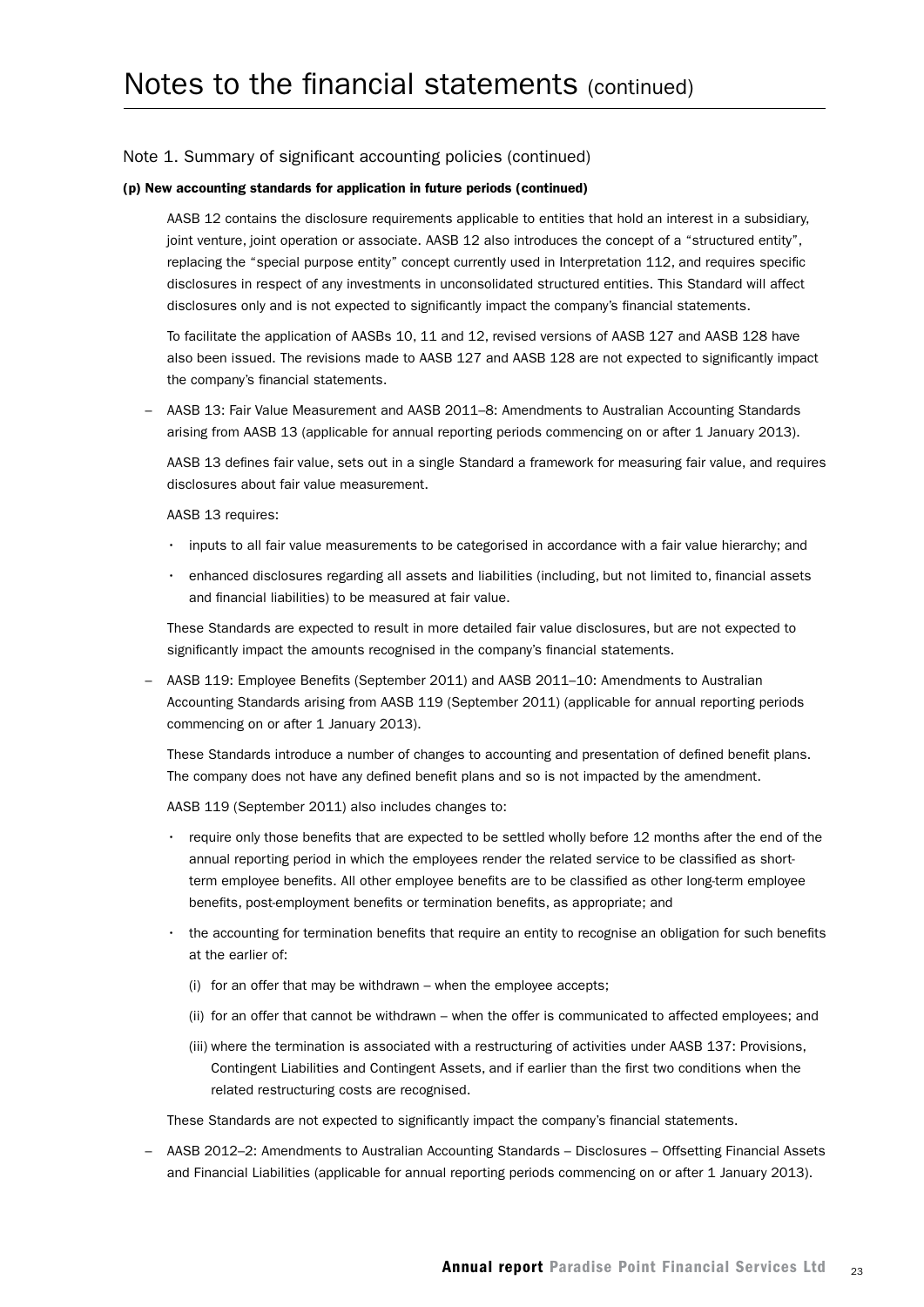# Notes to the financial statements (continued)

## Note 1. Summary of significant accounting policies (continued)

### (p) New accounting standards for application in future periods (continued)

AASB 12 contains the disclosure requirements applicable to entities that hold an interest in a subsidiary, joint venture, joint operation or associate. AASB 12 also introduces the concept of a "structured entity", replacing the "special purpose entity" concept currently used in Interpretation 112, and requires specific disclosures in respect of any investments in unconsolidated structured entities. This Standard will affect disclosures only and is not expected to significantly impact the company's financial statements.

To facilitate the application of AASBs 10, 11 and 12, revised versions of AASB 127 and AASB 128 have also been issued. The revisions made to AASB 127 and AASB 128 are not expected to significantly impact the company's financial statements.

– AASB 13: Fair Value Measurement and AASB 2011–8: Amendments to Australian Accounting Standards arising from AASB 13 (applicable for annual reporting periods commencing on or after 1 January 2013).

  AASB 13 defines fair value, sets out in a single Standard a framework for measuring fair value, and requires disclosures about fair value measurement.

  AASB 13 requires:

  - inputs to all fair value measurements to be categorised in accordance with a fair value hierarchy; and
  - enhanced disclosures regarding all assets and liabilities (including, but not limited to, financial assets and financial liabilities) to be measured at fair value.

  These Standards are expected to result in more detailed fair value disclosures, but are not expected to significantly impact the amounts recognised in the company's financial statements.

– AASB 119: Employee Benefits (September 2011) and AASB 2011–10: Amendments to Australian Accounting Standards arising from AASB 119 (September 2011) (applicable for annual reporting periods commencing on or after 1 January 2013).

  These Standards introduce a number of changes to accounting and presentation of defined benefit plans. The company does not have any defined benefit plans and so is not impacted by the amendment.

  AASB 119 (September 2011) also includes changes to:

  - require only those benefits that are expected to be settled wholly before 12 months after the end of the annual reporting period in which the employees render the related service to be classified as short-term employee benefits. All other employee benefits are to be classified as other long-term employee benefits, post-employment benefits or termination benefits, as appropriate; and
  - the accounting for termination benefits that require an entity to recognise an obligation for such benefits at the earlier of:
    (i) for an offer that may be withdrawn – when the employee accepts;
    (ii) for an offer that cannot be withdrawn – when the offer is communicated to affected employees; and
    (iii) where the termination is associated with a restructuring of activities under AASB 137: Provisions, Contingent Liabilities and Contingent Assets, and if earlier than the first two conditions when the related restructuring costs are recognised.

  These Standards are not expected to significantly impact the company's financial statements.

– AASB 2012–2: Amendments to Australian Accounting Standards – Disclosures – Offsetting Financial Assets and Financial Liabilities (applicable for annual reporting periods commencing on or after 1 January 2013).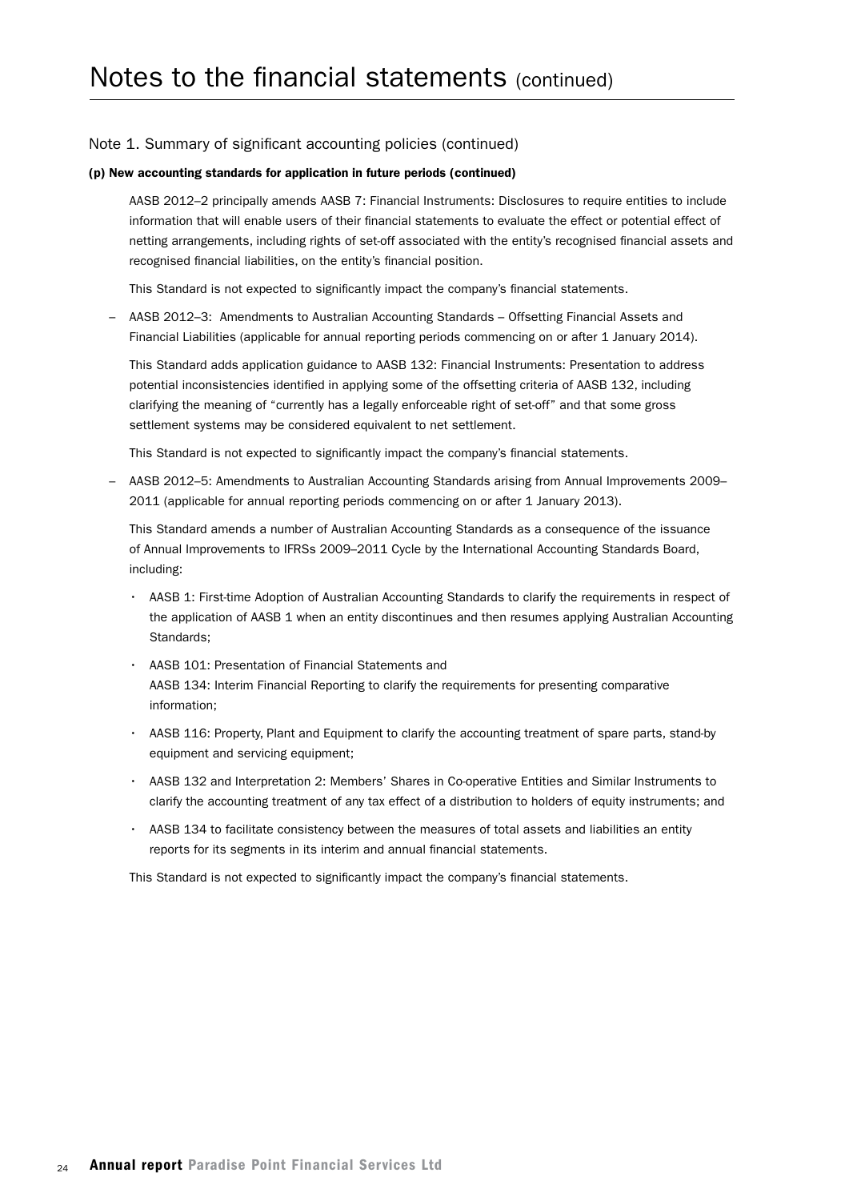# Notes to the financial statements (continued)

## Note 1. Summary of significant accounting policies (continued)

### (p) New accounting standards for application in future periods (continued)

AASB 2012–2 principally amends AASB 7: Financial Instruments: Disclosures to require entities to include information that will enable users of their financial statements to evaluate the effect or potential effect of netting arrangements, including rights of set-off associated with the entity's recognised financial assets and recognised financial liabilities, on the entity's financial position.

This Standard is not expected to significantly impact the company's financial statements.

– AASB 2012–3: Amendments to Australian Accounting Standards – Offsetting Financial Assets and Financial Liabilities (applicable for annual reporting periods commencing on or after 1 January 2014).

  This Standard adds application guidance to AASB 132: Financial Instruments: Presentation to address potential inconsistencies identified in applying some of the offsetting criteria of AASB 132, including clarifying the meaning of "currently has a legally enforceable right of set-off" and that some gross settlement systems may be considered equivalent to net settlement.

  This Standard is not expected to significantly impact the company's financial statements.

– AASB 2012–5: Amendments to Australian Accounting Standards arising from Annual Improvements 2009–2011 (applicable for annual reporting periods commencing on or after 1 January 2013).

  This Standard amends a number of Australian Accounting Standards as a consequence of the issuance of Annual Improvements to IFRSs 2009–2011 Cycle by the International Accounting Standards Board, including:

  - AASB 1: First-time Adoption of Australian Accounting Standards to clarify the requirements in respect of the application of AASB 1 when an entity discontinues and then resumes applying Australian Accounting Standards;
  - AASB 101: Presentation of Financial Statements and AASB 134: Interim Financial Reporting to clarify the requirements for presenting comparative information;
  - AASB 116: Property, Plant and Equipment to clarify the accounting treatment of spare parts, stand-by equipment and servicing equipment;
  - AASB 132 and Interpretation 2: Members' Shares in Co-operative Entities and Similar Instruments to clarify the accounting treatment of any tax effect of a distribution to holders of equity instruments; and
  - AASB 134 to facilitate consistency between the measures of total assets and liabilities an entity reports for its segments in its interim and annual financial statements.

  This Standard is not expected to significantly impact the company's financial statements.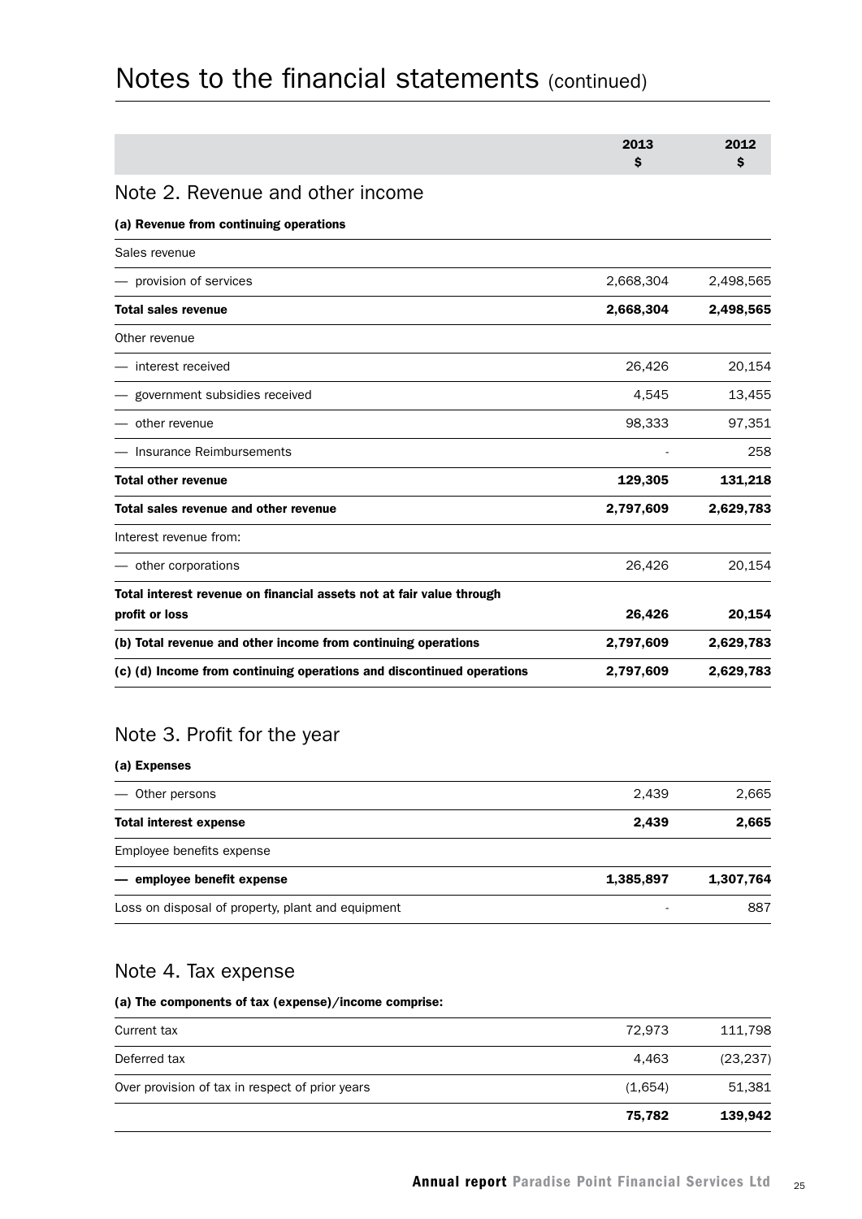# Notes to the financial statements (continued)

| | 2013<br>$ | 2012<br>$ |
|---|---|---|

## Note 2. Revenue and other income

| | 2013<br>$ | 2012<br>$ |
|---|---|---|
| **(a) Revenue from continuing operations** | | |
| Sales revenue | | |
| — provision of services | 2,668,304 | 2,498,565 |
| **Total sales revenue** | **2,668,304** | **2,498,565** |
| Other revenue | | |
| — interest received | 26,426 | 20,154 |
| — government subsidies received | 4,545 | 13,455 |
| — other revenue | 98,333 | 97,351 |
| — Insurance Reimbursements | - | 258 |
| **Total other revenue** | **129,305** | **131,218** |
| **Total sales revenue and other revenue** | **2,797,609** | **2,629,783** |
| Interest revenue from: | | |
| — other corporations | 26,426 | 20,154 |
| **Total interest revenue on financial assets not at fair value through profit or loss** | **26,426** | **20,154** |
| **(b) Total revenue and other income from continuing operations** | **2,797,609** | **2,629,783** |
| **(c) (d) Income from continuing operations and discontinued operations** | **2,797,609** | **2,629,783** |

## Note 3. Profit for the year

| | 2013<br>$ | 2012<br>$ |
|---|---|---|
| **(a) Expenses** | | |
| — Other persons | 2,439 | 2,665 |
| **Total interest expense** | **2,439** | **2,665** |
| Employee benefits expense | | |
| **— employee benefit expense** | **1,385,897** | **1,307,764** |
| Loss on disposal of property, plant and equipment | - | 887 |

## Note 4. Tax expense

| | 2013<br>$ | 2012<br>$ |
|---|---|---|
| **(a) The components of tax (expense)/income comprise:** | | |
| Current tax | 72,973 | 111,798 |
| Deferred tax | 4,463 | (23,237) |
| Over provision of tax in respect of prior years | (1,654) | 51,381 |
| | **75,782** | **139,942** |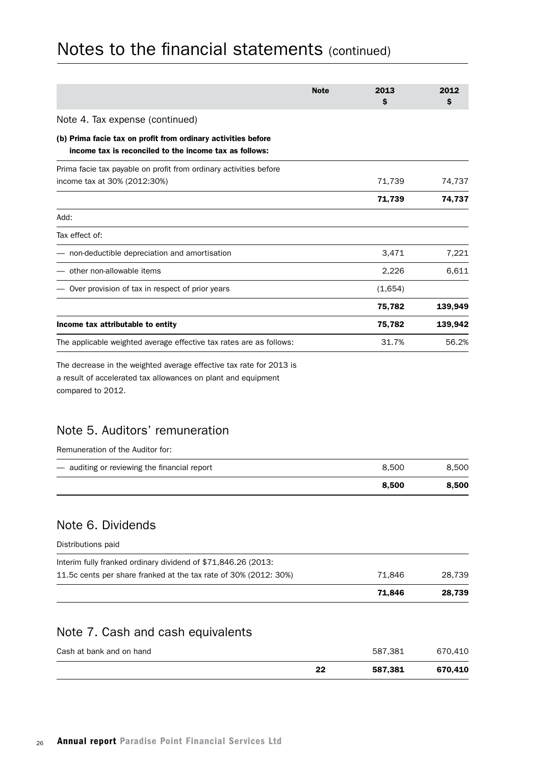# Notes to the financial statements (continued)

| | Note | 2013 $ | 2012 $ |
|---|---|---|---|
| **Note 4. Tax expense (continued)** | | | |
| **(b) Prima facie tax on profit from ordinary activities before income tax is reconciled to the income tax as follows:** | | | |
| Prima facie tax payable on profit from ordinary activities before income tax at 30% (2012:30%) | | 71,739 | 74,737 |
| | | **71,739** | **74,737** |
| Add: | | | |
| Tax effect of: | | | |
| — non-deductible depreciation and amortisation | | 3,471 | 7,221 |
| — other non-allowable items | | 2,226 | 6,611 |
| — Over provision of tax in respect of prior years | | (1,654) | |
| | | **75,782** | **139,949** |
| **Income tax attributable to entity** | | **75,782** | **139,942** |
| The applicable weighted average effective tax rates are as follows: | | 31.7% | 56.2% |

The decrease in the weighted average effective tax rate for 2013 is a result of accelerated tax allowances on plant and equipment compared to 2012.

## Note 5. Auditors' remuneration

Remuneration of the Auditor for:

| | Note | 2013 $ | 2012 $ |
|---|---|---|---|
| — auditing or reviewing the financial report | | 8,500 | 8,500 |
| | | **8,500** | **8,500** |

## Note 6. Dividends

Distributions paid

| | Note | 2013 $ | 2012 $ |
|---|---|---|---|
| Interim fully franked ordinary dividend of $71,846.26 (2013: 11.5c cents per share franked at the tax rate of 30% (2012: 30%) | | 71,846 | 28,739 |
| | | **71,846** | **28,739** |

## Note 7. Cash and cash equivalents

| | Note | 2013 $ | 2012 $ |
|---|---|---|---|
| Cash at bank and on hand | | 587,381 | 670,410 |
| | **22** | **587,381** | **670,410** |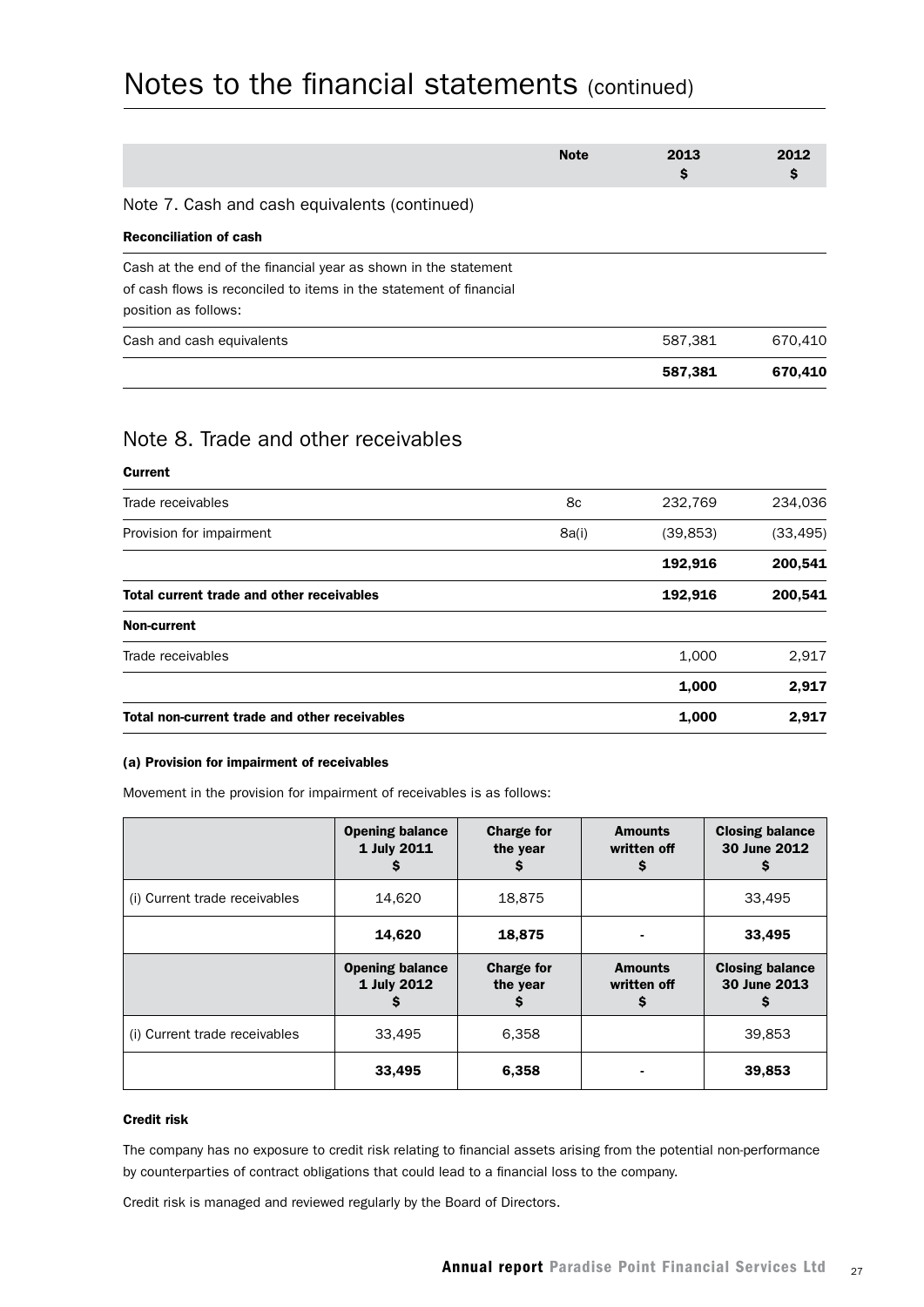# Notes to the financial statements (continued)

| | Note | 2013<br>$ | 2012<br>$ |
|---|---|---|---|

## Note 7. Cash and cash equivalents (continued)

**Reconciliation of cash**

| | | | |
|---|---|---|---|
| Cash at the end of the financial year as shown in the statement of cash flows is reconciled to items in the statement of financial position as follows: | | | |
| Cash and cash equivalents | | 587,381 | 670,410 |
| | | **587,381** | **670,410** |

## Note 8. Trade and other receivables

| | Note | 2013<br>$ | 2012<br>$ |
|---|---|---|---|
| **Current** | | | |
| Trade receivables | 8c | 232,769 | 234,036 |
| Provision for impairment | 8a(i) | (39,853) | (33,495) |
| | | **192,916** | **200,541** |
| **Total current trade and other receivables** | | **192,916** | **200,541** |
| **Non-current** | | | |
| Trade receivables | | 1,000 | 2,917 |
| | | **1,000** | **2,917** |
| **Total non-current trade and other receivables** | | **1,000** | **2,917** |

#### (a) Provision for impairment of receivables

Movement in the provision for impairment of receivables is as follows:

| | Opening balance 1 July 2011 $ | Charge for the year $ | Amounts written off $ | Closing balance 30 June 2012 $ |
|---|---|---|---|---|
| (i) Current trade receivables | 14,620 | 18,875 | | 33,495 |
| | **14,620** | **18,875** | - | **33,495** |
| | **Opening balance 1 July 2012 $** | **Charge for the year $** | **Amounts written off $** | **Closing balance 30 June 2013 $** |
| (i) Current trade receivables | 33,495 | 6,358 | | 39,853 |
| | **33,495** | **6,358** | - | **39,853** |

**Credit risk**

The company has no exposure to credit risk relating to financial assets arising from the potential non-performance by counterparties of contract obligations that could lead to a financial loss to the company.

Credit risk is managed and reviewed regularly by the Board of Directors.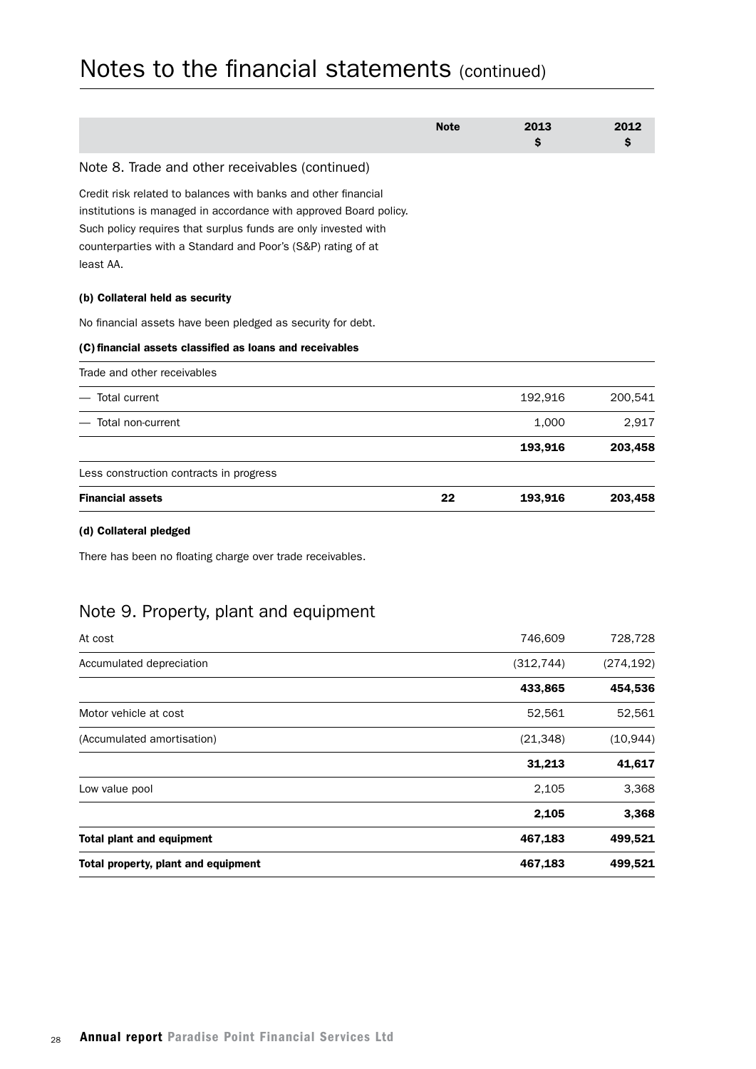# Notes to the financial statements (continued)

| | Note | 2013 $ | 2012 $ |
|---|---|---|---|

## Note 8. Trade and other receivables (continued)

Credit risk related to balances with banks and other financial institutions is managed in accordance with approved Board policy. Such policy requires that surplus funds are only invested with counterparties with a Standard and Poor's (S&P) rating of at least AA.

**(b) Collateral held as security**

No financial assets have been pledged as security for debt.

**(C) financial assets classified as loans and receivables**

| | Note | 2013 $ | 2012 $ |
|---|---|---|---|
| Trade and other receivables | | | |
| — Total current | | 192,916 | 200,541 |
| — Total non-current | | 1,000 | 2,917 |
| | | **193,916** | **203,458** |
| Less construction contracts in progress | | | |
| **Financial assets** | **22** | **193,916** | **203,458** |

**(d) Collateral pledged**

There has been no floating charge over trade receivables.

## Note 9. Property, plant and equipment

| | Note | 2013 $ | 2012 $ |
|---|---|---|---|
| At cost | | 746,609 | 728,728 |
| Accumulated depreciation | | (312,744) | (274,192) |
| | | **433,865** | **454,536** |
| Motor vehicle at cost | | 52,561 | 52,561 |
| (Accumulated amortisation) | | (21,348) | (10,944) |
| | | **31,213** | **41,617** |
| Low value pool | | 2,105 | 3,368 |
| | | **2,105** | **3,368** |
| **Total plant and equipment** | | **467,183** | **499,521** |
| **Total property, plant and equipment** | | **467,183** | **499,521** |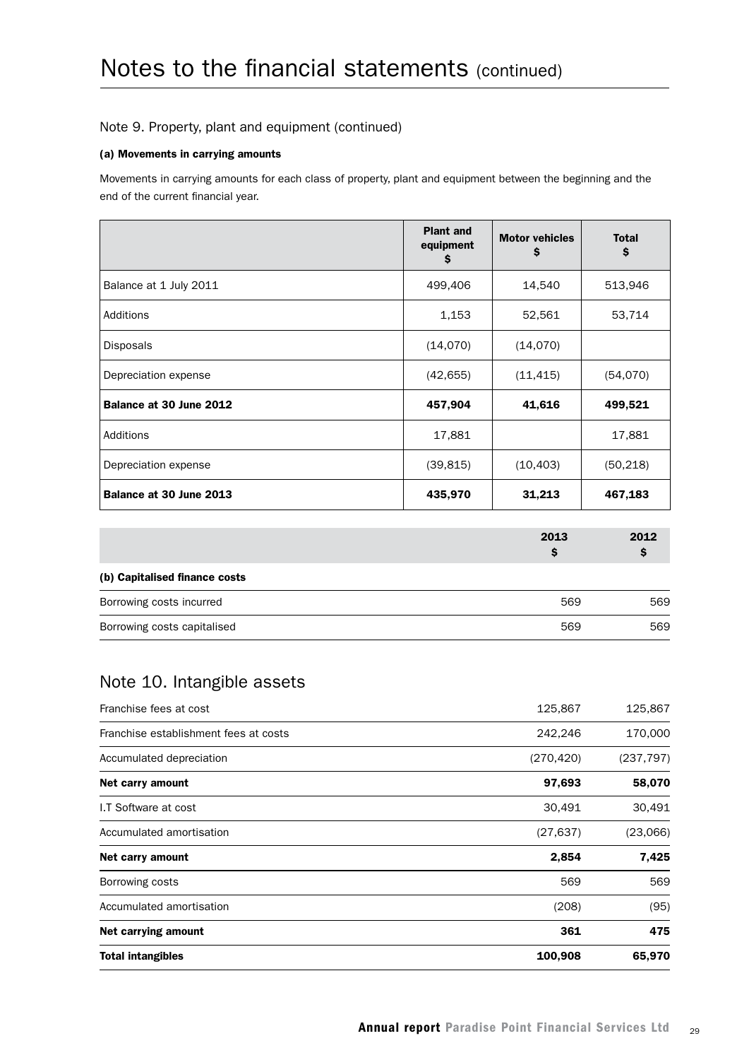# Notes to the financial statements (continued)

## Note 9. Property, plant and equipment (continued)

### (a) Movements in carrying amounts

Movements in carrying amounts for each class of property, plant and equipment between the beginning and the end of the current financial year.

| | Plant and equipment $ | Motor vehicles $ | Total $ |
|---|---|---|---|
| Balance at 1 July 2011 | 499,406 | 14,540 | 513,946 |
| Additions | 1,153 | 52,561 | 53,714 |
| Disposals | (14,070) | (14,070) | |
| Depreciation expense | (42,655) | (11,415) | (54,070) |
| **Balance at 30 June 2012** | **457,904** | **41,616** | **499,521** |
| Additions | 17,881 | | 17,881 |
| Depreciation expense | (39,815) | (10,403) | (50,218) |
| **Balance at 30 June 2013** | **435,970** | **31,213** | **467,183** |

| | 2013 $ | 2012 $ |
|---|---|---|
| **(b) Capitalised finance costs** | | |
| Borrowing costs incurred | 569 | 569 |
| Borrowing costs capitalised | 569 | 569 |

## Note 10. Intangible assets

| | 2013 $ | 2012 $ |
|---|---|---|
| Franchise fees at cost | 125,867 | 125,867 |
| Franchise establishment fees at costs | 242,246 | 170,000 |
| Accumulated depreciation | (270,420) | (237,797) |
| **Net carry amount** | **97,693** | **58,070** |
| I.T Software at cost | 30,491 | 30,491 |
| Accumulated amortisation | (27,637) | (23,066) |
| **Net carry amount** | **2,854** | **7,425** |
| Borrowing costs | 569 | 569 |
| Accumulated amortisation | (208) | (95) |
| **Net carrying amount** | **361** | **475** |
| **Total intangibles** | **100,908** | **65,970** |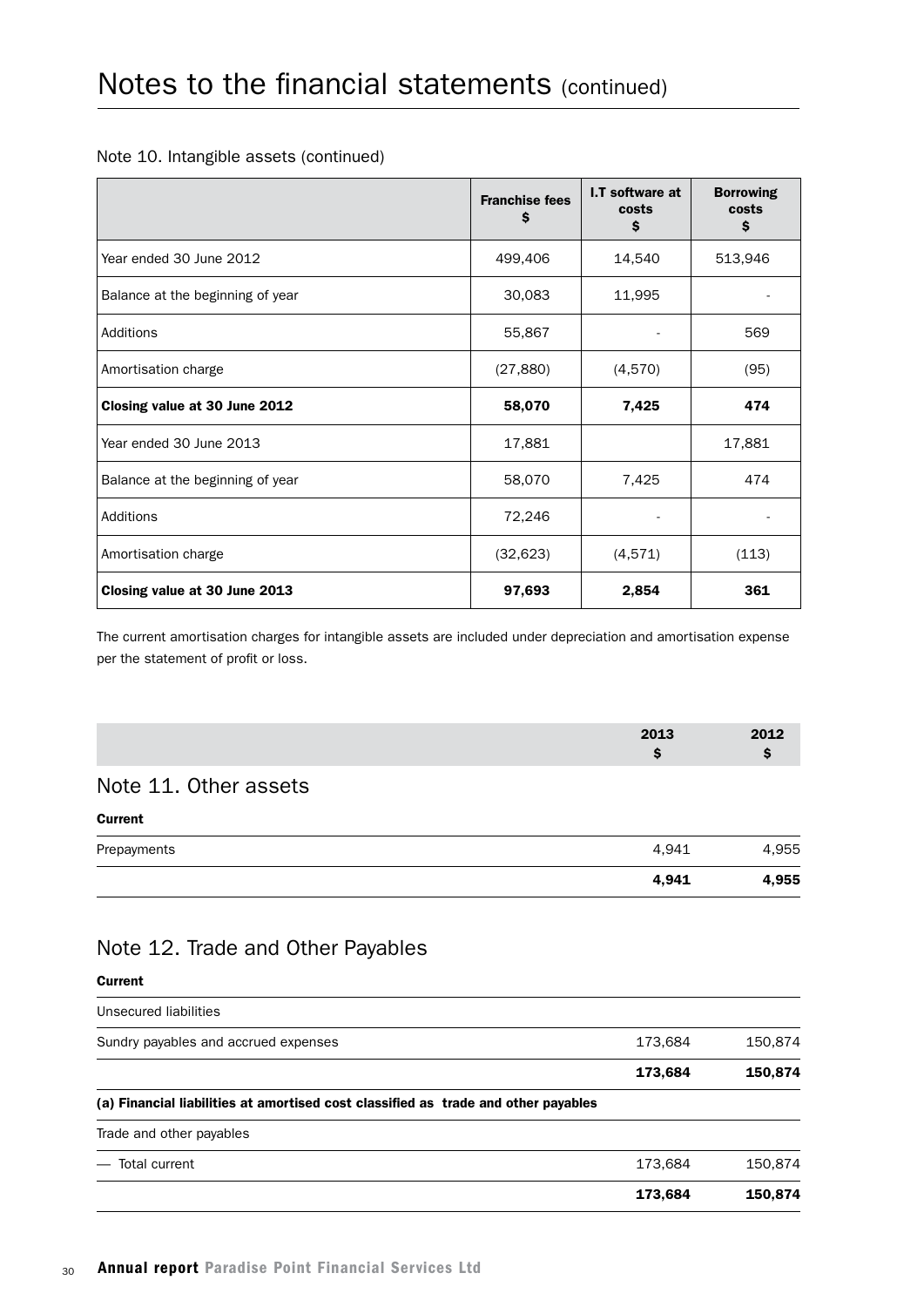# Notes to the financial statements (continued)

Note 10. Intangible assets (continued)

| | Franchise fees $ | I.T software at costs $ | Borrowing costs $ |
|---|---|---|---|
| Year ended 30 June 2012 | 499,406 | 14,540 | 513,946 |
| Balance at the beginning of year | 30,083 | 11,995 | - |
| Additions | 55,867 | - | 569 |
| Amortisation charge | (27,880) | (4,570) | (95) |
| **Closing value at 30 June 2012** | **58,070** | **7,425** | **474** |
| Year ended 30 June 2013 | 17,881 | | 17,881 |
| Balance at the beginning of year | 58,070 | 7,425 | 474 |
| Additions | 72,246 | - | - |
| Amortisation charge | (32,623) | (4,571) | (113) |
| **Closing value at 30 June 2013** | **97,693** | **2,854** | **361** |

The current amortisation charges for intangible assets are included under depreciation and amortisation expense per the statement of profit or loss.

| | 2013 $ | 2012 $ |
|---|---|---|

## Note 11. Other assets

| **Current** | | |
|---|---|---|
| Prepayments | 4,941 | 4,955 |
| | **4,941** | **4,955** |

## Note 12. Trade and Other Payables

| **Current** | | |
|---|---|---|
| Unsecured liabilities | | |
| Sundry payables and accrued expenses | 173,684 | 150,874 |
| | **173,684** | **150,874** |
| **(a) Financial liabilities at amortised cost classified as trade and other payables** | | |
| Trade and other payables | | |
| — Total current | 173,684 | 150,874 |
| | **173,684** | **150,874** |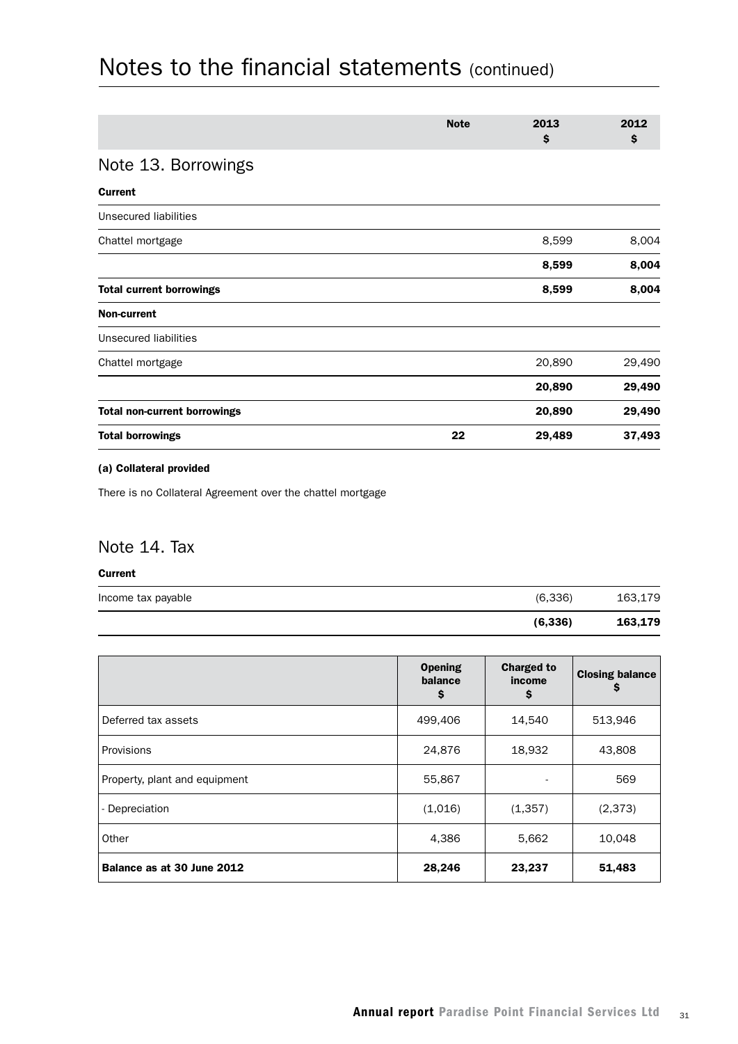# Notes to the financial statements (continued)

| | Note | 2013 $ | 2012 $ |
|---|---|---|---|
| **Note 13. Borrowings** | | | |
| **Current** | | | |
| Unsecured liabilities | | | |
| Chattel mortgage | | 8,599 | 8,004 |
| | | **8,599** | **8,004** |
| **Total current borrowings** | | **8,599** | **8,004** |
| **Non-current** | | | |
| Unsecured liabilities | | | |
| Chattel mortgage | | 20,890 | 29,490 |
| | | **20,890** | **29,490** |
| **Total non-current borrowings** | | **20,890** | **29,490** |
| **Total borrowings** | **22** | **29,489** | **37,493** |

**(a) Collateral provided**

There is no Collateral Agreement over the chattel mortgage

## Note 14. Tax

| | 2013 $ | 2012 $ |
|---|---|---|
| **Current** | | |
| Income tax payable | (6,336) | 163,179 |
| | **(6,336)** | **163,179** |

| | Opening balance $ | Charged to income $ | Closing balance $ |
|---|---|---|---|
| Deferred tax assets | 499,406 | 14,540 | 513,946 |
| Provisions | 24,876 | 18,932 | 43,808 |
| Property, plant and equipment | 55,867 | - | 569 |
| - Depreciation | (1,016) | (1,357) | (2,373) |
| Other | 4,386 | 5,662 | 10,048 |
| **Balance as at 30 June 2012** | **28,246** | **23,237** | **51,483** |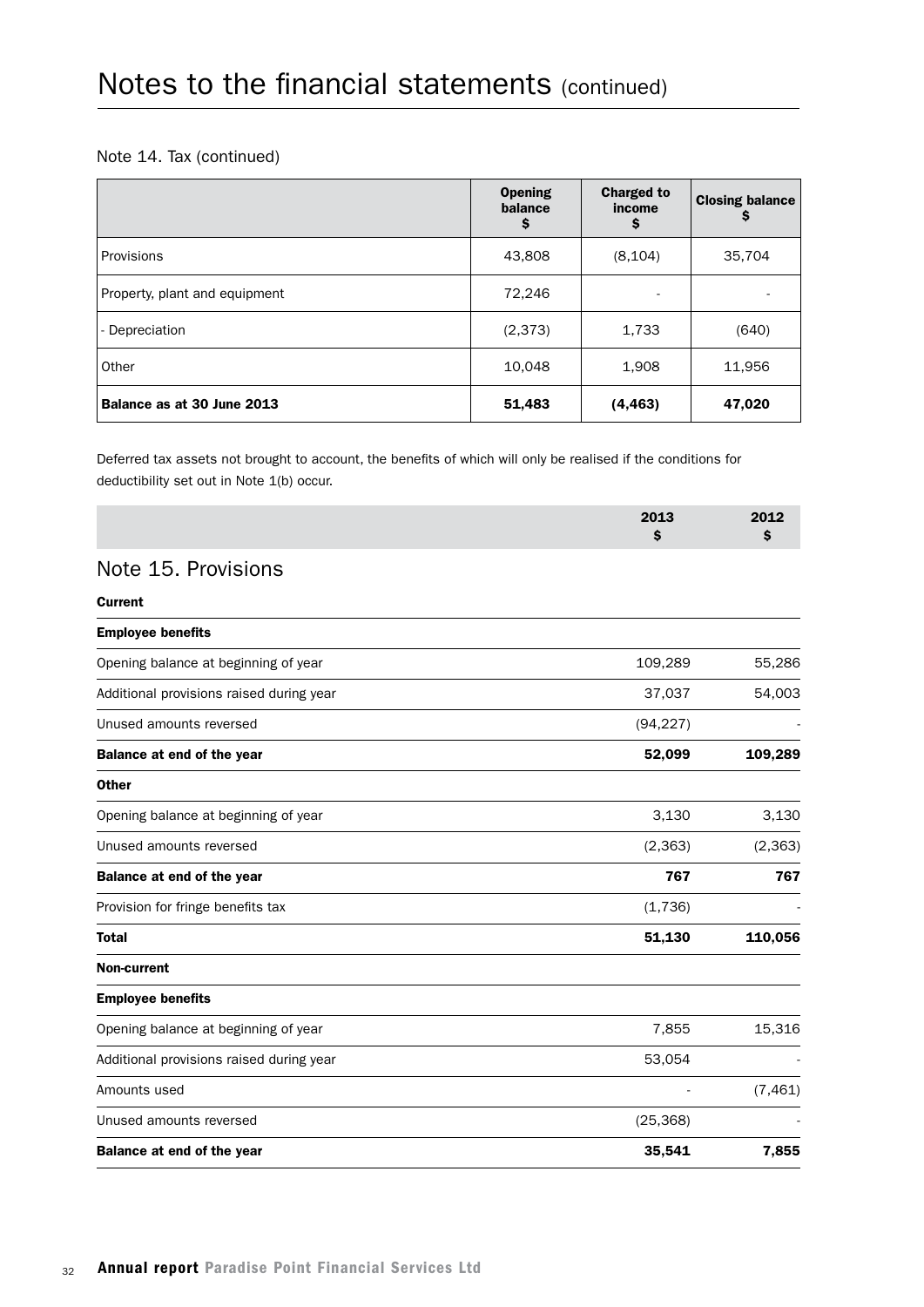# Notes to the financial statements (continued)

Note 14. Tax (continued)

| | Opening balance $ | Charged to income $ | Closing balance $ |
|---|---|---|---|
| Provisions | 43,808 | (8,104) | 35,704 |
| Property, plant and equipment | 72,246 | - | - |
| - Depreciation | (2,373) | 1,733 | (640) |
| Other | 10,048 | 1,908 | 11,956 |
| **Balance as at 30 June 2013** | **51,483** | **(4,463)** | **47,020** |

Deferred tax assets not brought to account, the benefits of which will only be realised if the conditions for deductibility set out in Note 1(b) occur.

## Note 15. Provisions

| | 2013 $ | 2012 $ |
|---|---|---|
| **Current** | | |
| **Employee benefits** | | |
| Opening balance at beginning of year | 109,289 | 55,286 |
| Additional provisions raised during year | 37,037 | 54,003 |
| Unused amounts reversed | (94,227) | - |
| **Balance at end of the year** | **52,099** | **109,289** |
| **Other** | | |
| Opening balance at beginning of year | 3,130 | 3,130 |
| Unused amounts reversed | (2,363) | (2,363) |
| **Balance at end of the year** | **767** | **767** |
| Provision for fringe benefits tax | (1,736) | - |
| **Total** | **51,130** | **110,056** |
| **Non-current** | | |
| **Employee benefits** | | |
| Opening balance at beginning of year | 7,855 | 15,316 |
| Additional provisions raised during year | 53,054 | - |
| Amounts used | - | (7,461) |
| Unused amounts reversed | (25,368) | - |
| **Balance at end of the year** | **35,541** | **7,855** |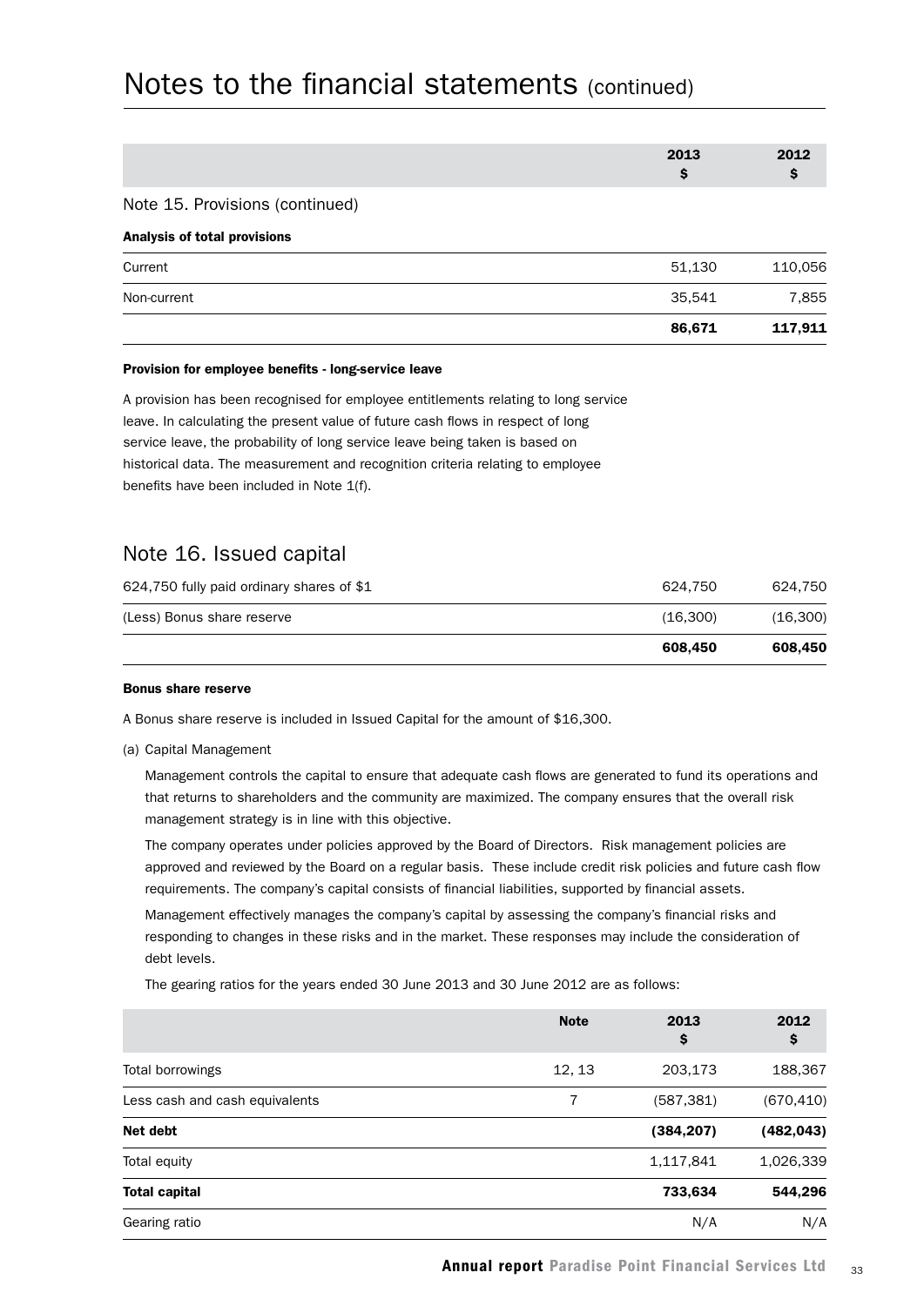# Notes to the financial statements (continued)

| | 2013 $ | 2012 $ |
|---|---|---|
| **Note 15. Provisions (continued)** | | |
| **Analysis of total provisions** | | |
| Current | 51,130 | 110,056 |
| Non-current | 35,541 | 7,855 |
| | **86,671** | **117,911** |

**Provision for employee benefits - long-service leave**

A provision has been recognised for employee entitlements relating to long service leave. In calculating the present value of future cash flows in respect of long service leave, the probability of long service leave being taken is based on historical data. The measurement and recognition criteria relating to employee benefits have been included in Note 1(f).

## Note 16. Issued capital

| | 2013 $ | 2012 $ |
|---|---|---|
| 624,750 fully paid ordinary shares of $1 | 624,750 | 624,750 |
| (Less) Bonus share reserve | (16,300) | (16,300) |
| | **608,450** | **608,450** |

**Bonus share reserve**

A Bonus share reserve is included in Issued Capital for the amount of $16,300.

(a) Capital Management

Management controls the capital to ensure that adequate cash flows are generated to fund its operations and that returns to shareholders and the community are maximized. The company ensures that the overall risk management strategy is in line with this objective.

The company operates under policies approved by the Board of Directors. Risk management policies are approved and reviewed by the Board on a regular basis. These include credit risk policies and future cash flow requirements. The company's capital consists of financial liabilities, supported by financial assets.

Management effectively manages the company's capital by assessing the company's financial risks and responding to changes in these risks and in the market. These responses may include the consideration of debt levels.

The gearing ratios for the years ended 30 June 2013 and 30 June 2012 are as follows:

| | Note | 2013 $ | 2012 $ |
|---|---|---|---|
| Total borrowings | 12, 13 | 203,173 | 188,367 |
| Less cash and cash equivalents | 7 | (587,381) | (670,410) |
| **Net debt** | | **(384,207)** | **(482,043)** |
| Total equity | | 1,117,841 | 1,026,339 |
| **Total capital** | | **733,634** | **544,296** |
| Gearing ratio | | N/A | N/A |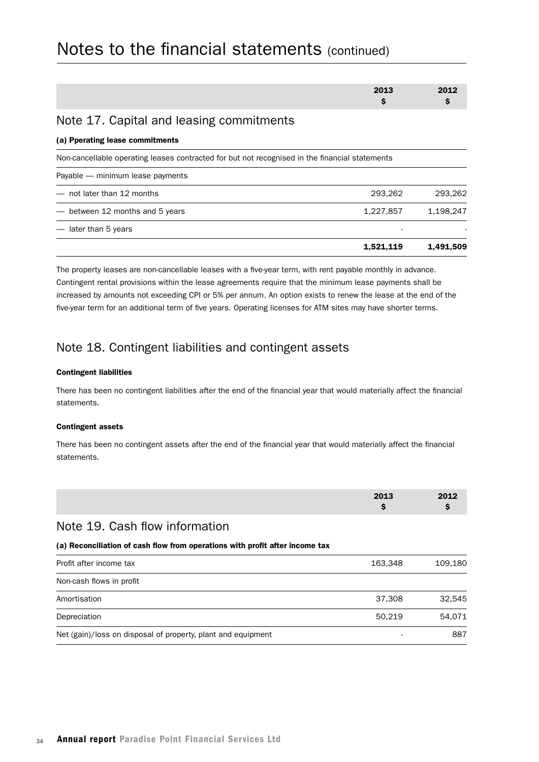# Notes to the financial statements (continued)

## Note 17. Capital and leasing commitments

### (a) Pperating lease commitments

| | 2013 $ | 2012 $ |
|---|---|---|
| Non-cancellable operating leases contracted for but not recognised in the financial statements | | |
| Payable — minimum lease payments | | |
| — not later than 12 months | 293,262 | 293,262 |
| — between 12 months and 5 years | 1,227,857 | 1,198,247 |
| — later than 5 years | - | - |
| | **1,521,119** | **1,491,509** |

The property leases are non-cancellable leases with a five-year term, with rent payable monthly in advance. Contingent rental provisions within the lease agreements require that the minimum lease payments shall be increased by amounts not exceeding CPI or 5% per annum. An option exists to renew the lease at the end of the five-year term for an additional term of five years. Operating licenses for ATM sites may have shorter terms.

## Note 18. Contingent liabilities and contingent assets

**Contingent liabilities**

There has been no contingent liabilities after the end of the financial year that would materially affect the financial statements.

**Contingent assets**

There has been no contingent assets after the end of the financial year that would materially affect the financial statements.

## Note 19. Cash flow information

### (a) Reconciliation of cash flow from operations with profit after income tax

| | 2013 $ | 2012 $ |
|---|---|---|
| Profit after income tax | 163,348 | 109,180 |
| Non-cash flows in profit | | |
| Amortisation | 37,308 | 32,545 |
| Depreciation | 50,219 | 54,071 |
| Net (gain)/loss on disposal of property, plant and equipment | - | 887 |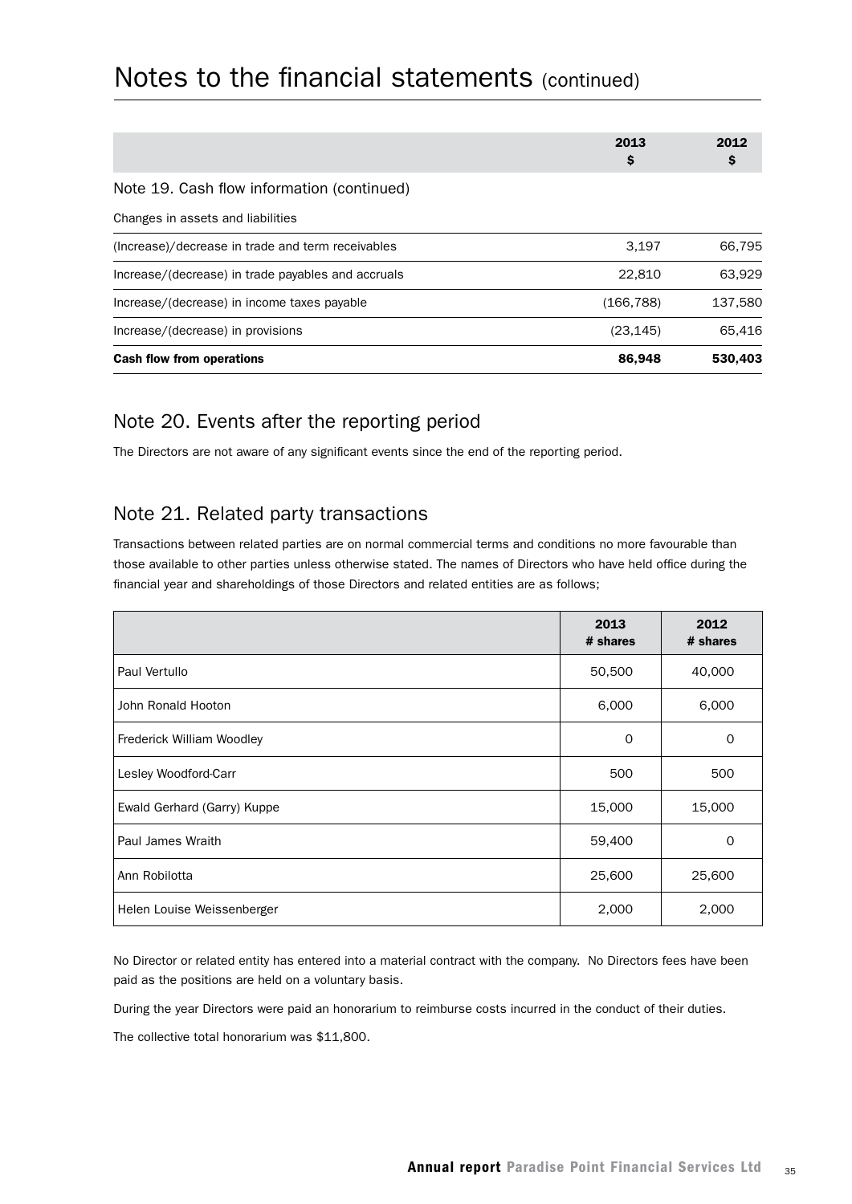# Notes to the financial statements (continued)

| | 2013 $ | 2012 $ |
|---|---|---|
| **Note 19. Cash flow information (continued)** | | |
| Changes in assets and liabilities | | |
| (Increase)/decrease in trade and term receivables | 3,197 | 66,795 |
| Increase/(decrease) in trade payables and accruals | 22,810 | 63,929 |
| Increase/(decrease) in income taxes payable | (166,788) | 137,580 |
| Increase/(decrease) in provisions | (23,145) | 65,416 |
| **Cash flow from operations** | **86,948** | **530,403** |

## Note 20. Events after the reporting period

The Directors are not aware of any significant events since the end of the reporting period.

## Note 21. Related party transactions

Transactions between related parties are on normal commercial terms and conditions no more favourable than those available to other parties unless otherwise stated. The names of Directors who have held office during the financial year and shareholdings of those Directors and related entities are as follows;

| | 2013 # shares | 2012 # shares |
|---|---|---|
| Paul Vertullo | 50,500 | 40,000 |
| John Ronald Hooton | 6,000 | 6,000 |
| Frederick William Woodley | 0 | 0 |
| Lesley Woodford-Carr | 500 | 500 |
| Ewald Gerhard (Garry) Kuppe | 15,000 | 15,000 |
| Paul James Wraith | 59,400 | 0 |
| Ann Robilotta | 25,600 | 25,600 |
| Helen Louise Weissenberger | 2,000 | 2,000 |

No Director or related entity has entered into a material contract with the company. No Directors fees have been paid as the positions are held on a voluntary basis.

During the year Directors were paid an honorarium to reimburse costs incurred in the conduct of their duties.

The collective total honorarium was $11,800.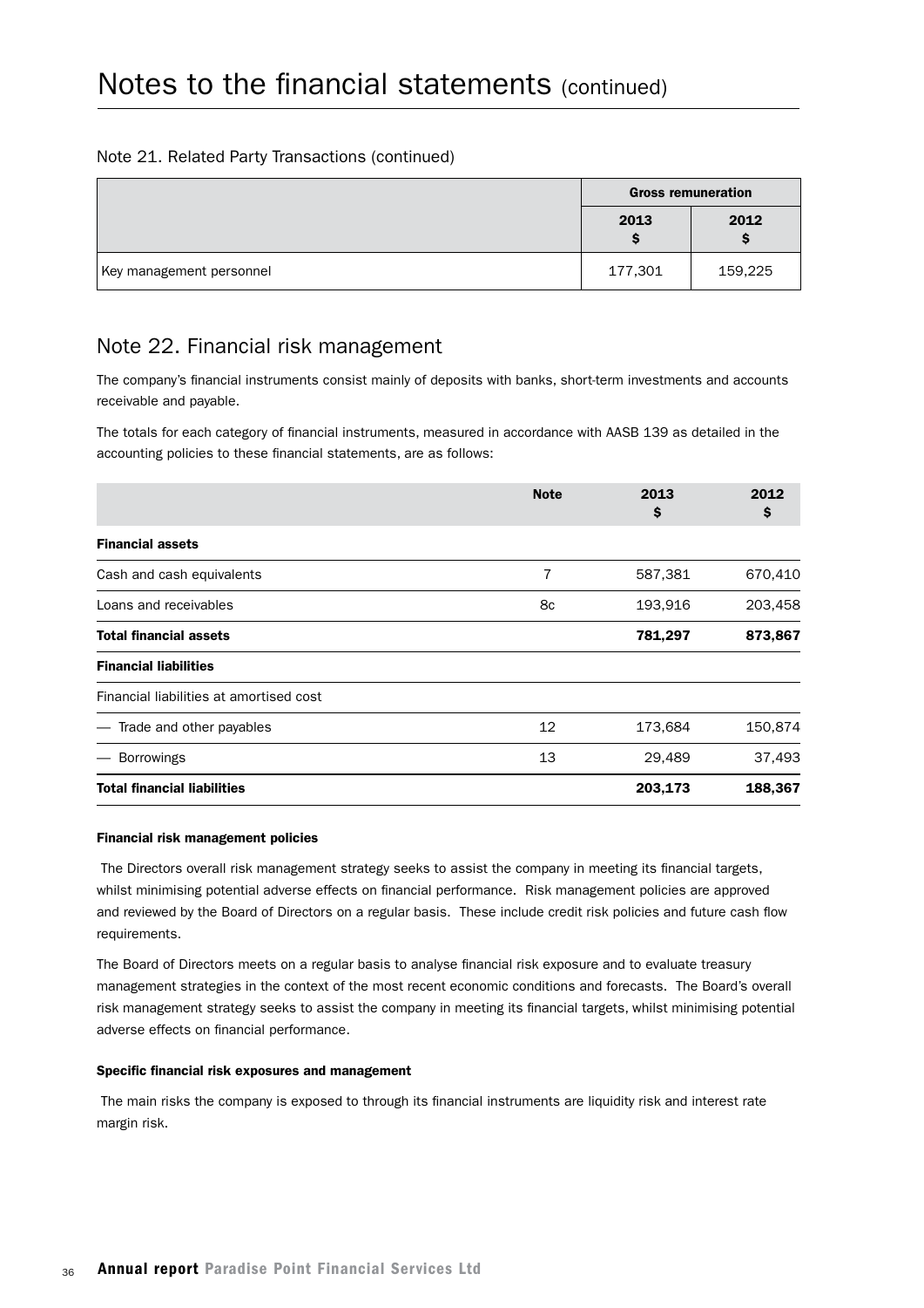# Notes to the financial statements (continued)

## Note 21. Related Party Transactions (continued)

| | Gross remuneration | |
|---|---|---|
| | 2013 $ | 2012 $ |
| Key management personnel | 177,301 | 159,225 |

## Note 22. Financial risk management

The company's financial instruments consist mainly of deposits with banks, short-term investments and accounts receivable and payable.

The totals for each category of financial instruments, measured in accordance with AASB 139 as detailed in the accounting policies to these financial statements, are as follows:

| | Note | 2013 $ | 2012 $ |
|---|---|---|---|
| **Financial assets** | | | |
| Cash and cash equivalents | 7 | 587,381 | 670,410 |
| Loans and receivables | 8c | 193,916 | 203,458 |
| **Total financial assets** | | **781,297** | **873,867** |
| **Financial liabilities** | | | |
| Financial liabilities at amortised cost | | | |
| — Trade and other payables | 12 | 173,684 | 150,874 |
| — Borrowings | 13 | 29,489 | 37,493 |
| **Total financial liabilities** | | **203,173** | **188,367** |

**Financial risk management policies**

The Directors overall risk management strategy seeks to assist the company in meeting its financial targets, whilst minimising potential adverse effects on financial performance. Risk management policies are approved and reviewed by the Board of Directors on a regular basis. These include credit risk policies and future cash flow requirements.

The Board of Directors meets on a regular basis to analyse financial risk exposure and to evaluate treasury management strategies in the context of the most recent economic conditions and forecasts. The Board's overall risk management strategy seeks to assist the company in meeting its financial targets, whilst minimising potential adverse effects on financial performance.

**Specific financial risk exposures and management**

The main risks the company is exposed to through its financial instruments are liquidity risk and interest rate margin risk.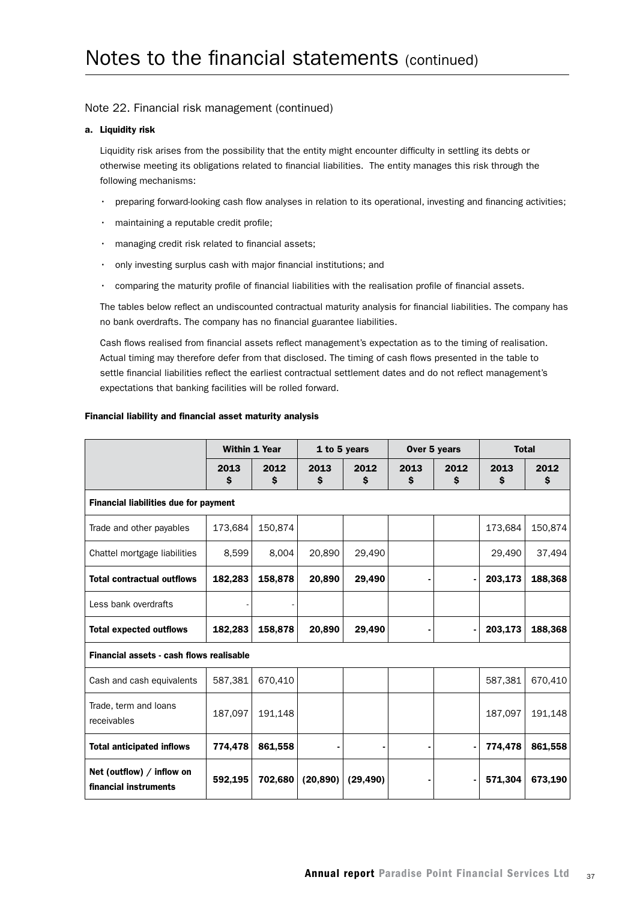# Notes to the financial statements (continued)

## Note 22. Financial risk management (continued)

### a. Liquidity risk

Liquidity risk arises from the possibility that the entity might encounter difficulty in settling its debts or otherwise meeting its obligations related to financial liabilities. The entity manages this risk through the following mechanisms:

- preparing forward-looking cash flow analyses in relation to its operational, investing and financing activities;
- maintaining a reputable credit profile;
- managing credit risk related to financial assets;
- only investing surplus cash with major financial institutions; and
- comparing the maturity profile of financial liabilities with the realisation profile of financial assets.

The tables below reflect an undiscounted contractual maturity analysis for financial liabilities. The company has no bank overdrafts. The company has no financial guarantee liabilities.

Cash flows realised from financial assets reflect management's expectation as to the timing of realisation. Actual timing may therefore defer from that disclosed. The timing of cash flows presented in the table to settle financial liabilities reflect the earliest contractual settlement dates and do not reflect management's expectations that banking facilities will be rolled forward.

**Financial liability and financial asset maturity analysis**

| | Within 1 Year | | 1 to 5 years | | Over 5 years | | Total | |
|---|---|---|---|---|---|---|---|---|
| | 2013 $ | 2012 $ | 2013 $ | 2012 $ | 2013 $ | 2012 $ | 2013 $ | 2012 $ |
| **Financial liabilities due for payment** | | | | | | | | |
| Trade and other payables | 173,684 | 150,874 | | | | | 173,684 | 150,874 |
| Chattel mortgage liabilities | 8,599 | 8,004 | 20,890 | 29,490 | | | 29,490 | 37,494 |
| **Total contractual outflows** | **182,283** | **158,878** | **20,890** | **29,490** | - | - | **203,173** | **188,368** |
| Less bank overdrafts | - | - | | | | | | |
| **Total expected outflows** | **182,283** | **158,878** | **20,890** | **29,490** | - | - | **203,173** | **188,368** |
| **Financial assets - cash flows realisable** | | | | | | | | |
| Cash and cash equivalents | 587,381 | 670,410 | | | | | 587,381 | 670,410 |
| Trade, term and loans receivables | 187,097 | 191,148 | | | | | 187,097 | 191,148 |
| **Total anticipated inflows** | **774,478** | **861,558** | - | - | - | - | **774,478** | **861,558** |
| **Net (outflow) / inflow on financial instruments** | **592,195** | **702,680** | **(20,890)** | **(29,490)** | - | - | **571,304** | **673,190** |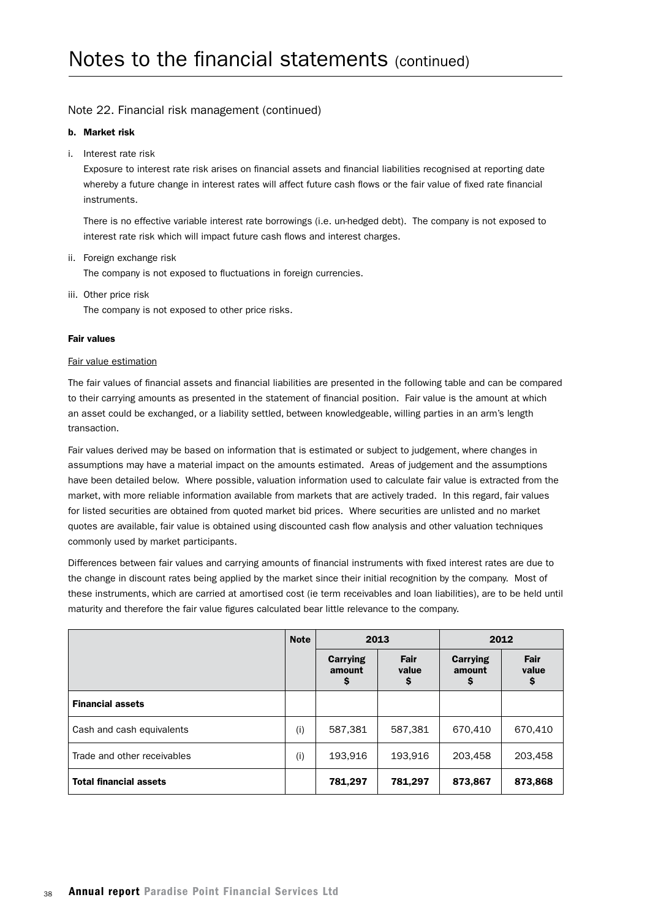# Notes to the financial statements (continued)

## Note 22. Financial risk management (continued)

**b. Market risk**

i. Interest rate risk

Exposure to interest rate risk arises on financial assets and financial liabilities recognised at reporting date whereby a future change in interest rates will affect future cash flows or the fair value of fixed rate financial instruments.

There is no effective variable interest rate borrowings (i.e. un-hedged debt). The company is not exposed to interest rate risk which will impact future cash flows and interest charges.

ii. Foreign exchange risk

The company is not exposed to fluctuations in foreign currencies.

iii. Other price risk

The company is not exposed to other price risks.

**Fair values**

Fair value estimation

The fair values of financial assets and financial liabilities are presented in the following table and can be compared to their carrying amounts as presented in the statement of financial position. Fair value is the amount at which an asset could be exchanged, or a liability settled, between knowledgeable, willing parties in an arm's length transaction.

Fair values derived may be based on information that is estimated or subject to judgement, where changes in assumptions may have a material impact on the amounts estimated. Areas of judgement and the assumptions have been detailed below. Where possible, valuation information used to calculate fair value is extracted from the market, with more reliable information available from markets that are actively traded. In this regard, fair values for listed securities are obtained from quoted market bid prices. Where securities are unlisted and no market quotes are available, fair value is obtained using discounted cash flow analysis and other valuation techniques commonly used by market participants.

Differences between fair values and carrying amounts of financial instruments with fixed interest rates are due to the change in discount rates being applied by the market since their initial recognition by the company. Most of these instruments, which are carried at amortised cost (ie term receivables and loan liabilities), are to be held until maturity and therefore the fair value figures calculated bear little relevance to the company.

| | Note | 2013 | | 2012 | |
|---|---|---|---|---|---|
| | | **Carrying amount $** | **Fair value $** | **Carrying amount $** | **Fair value $** |
| **Financial assets** | | | | | |
| Cash and cash equivalents | (i) | 587,381 | 587,381 | 670,410 | 670,410 |
| Trade and other receivables | (i) | 193,916 | 193,916 | 203,458 | 203,458 |
| **Total financial assets** | | **781,297** | **781,297** | **873,867** | **873,868** |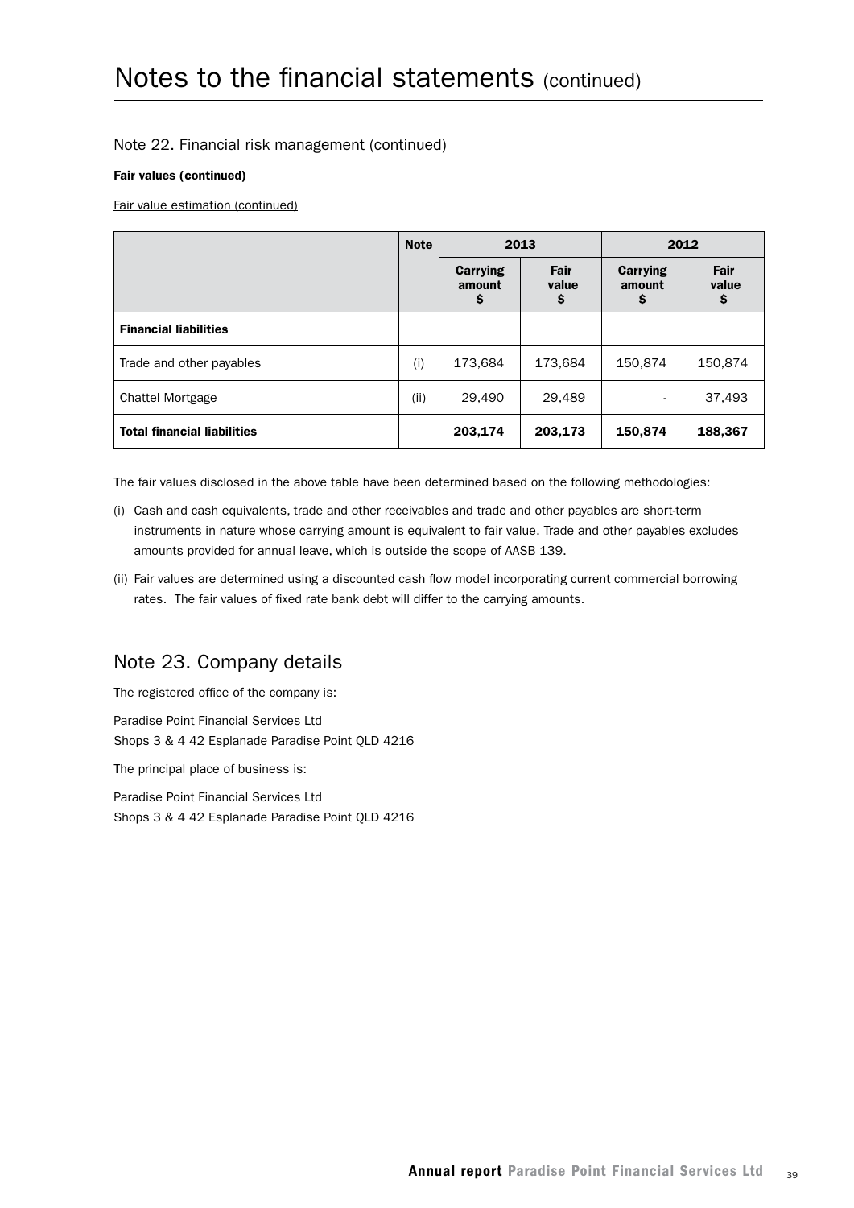# Notes to the financial statements (continued)

## Note 22. Financial risk management (continued)

**Fair values (continued)**

Fair value estimation (continued)

| | Note | 2013 | | 2012 | |
|---|---|---|---|---|---|
| | | Carrying amount $ | Fair value $ | Carrying amount $ | Fair value $ |
| **Financial liabilities** | | | | | |
| Trade and other payables | (i) | 173,684 | 173,684 | 150,874 | 150,874 |
| Chattel Mortgage | (ii) | 29,490 | 29,489 | - | 37,493 |
| **Total financial liabilities** | | **203,174** | **203,173** | **150,874** | **188,367** |

The fair values disclosed in the above table have been determined based on the following methodologies:

(i) Cash and cash equivalents, trade and other receivables and trade and other payables are short-term instruments in nature whose carrying amount is equivalent to fair value. Trade and other payables excludes amounts provided for annual leave, which is outside the scope of AASB 139.

(ii) Fair values are determined using a discounted cash flow model incorporating current commercial borrowing rates. The fair values of fixed rate bank debt will differ to the carrying amounts.

## Note 23. Company details

The registered office of the company is:

Paradise Point Financial Services Ltd
Shops 3 & 4 42 Esplanade Paradise Point QLD 4216

The principal place of business is:

Paradise Point Financial Services Ltd
Shops 3 & 4 42 Esplanade Paradise Point QLD 4216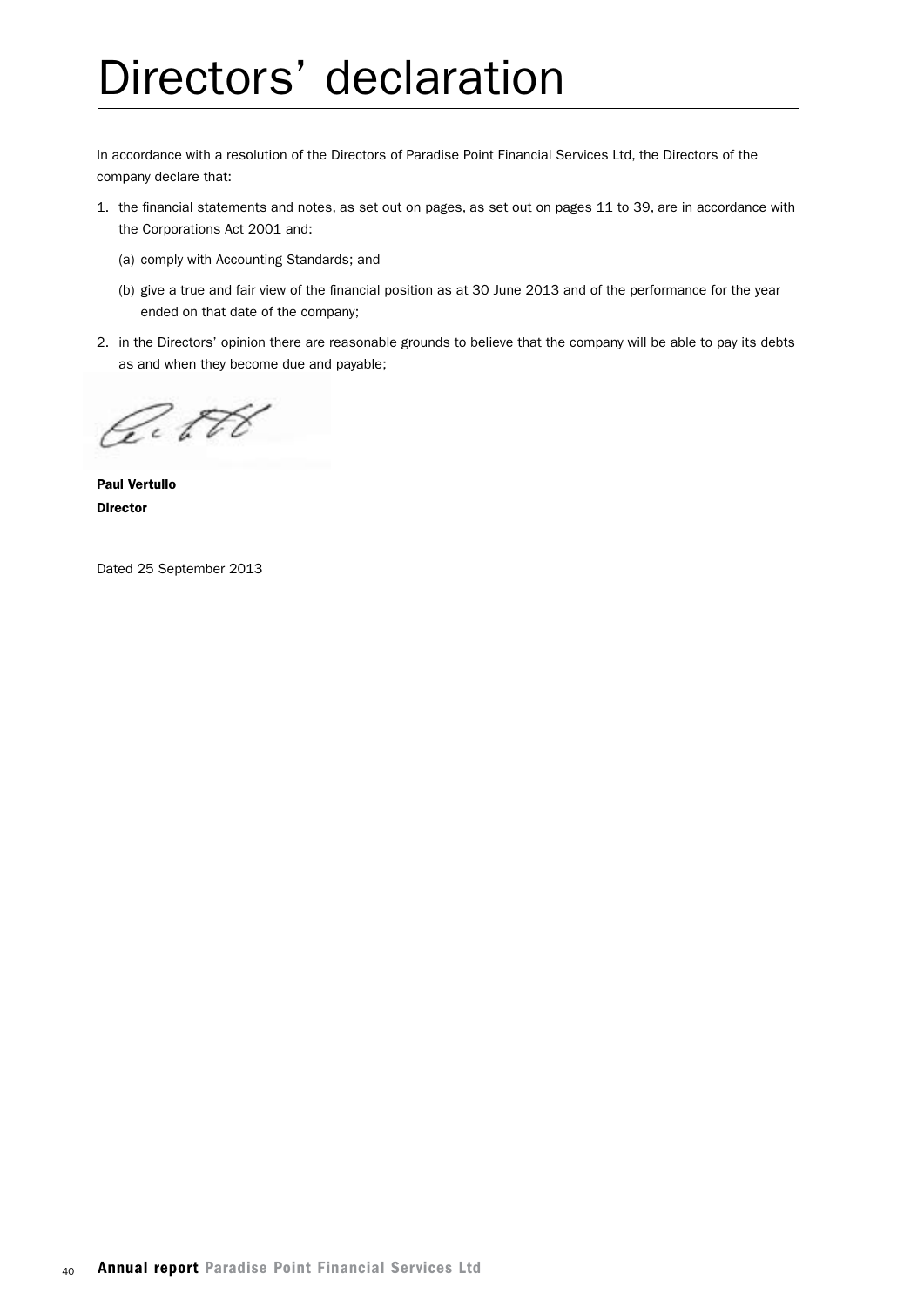# Directors' declaration

In accordance with a resolution of the Directors of Paradise Point Financial Services Ltd, the Directors of the company declare that:

1. the financial statements and notes, as set out on pages, as set out on pages 11 to 39, are in accordance with the Corporations Act 2001 and:

   (a) comply with Accounting Standards; and

   (b) give a true and fair view of the financial position as at 30 June 2013 and of the performance for the year ended on that date of the company;

2. in the Directors' opinion there are reasonable grounds to believe that the company will be able to pay its debts as and when they become due and payable;

**Paul Vertullo**
**Director**

Dated 25 September 2013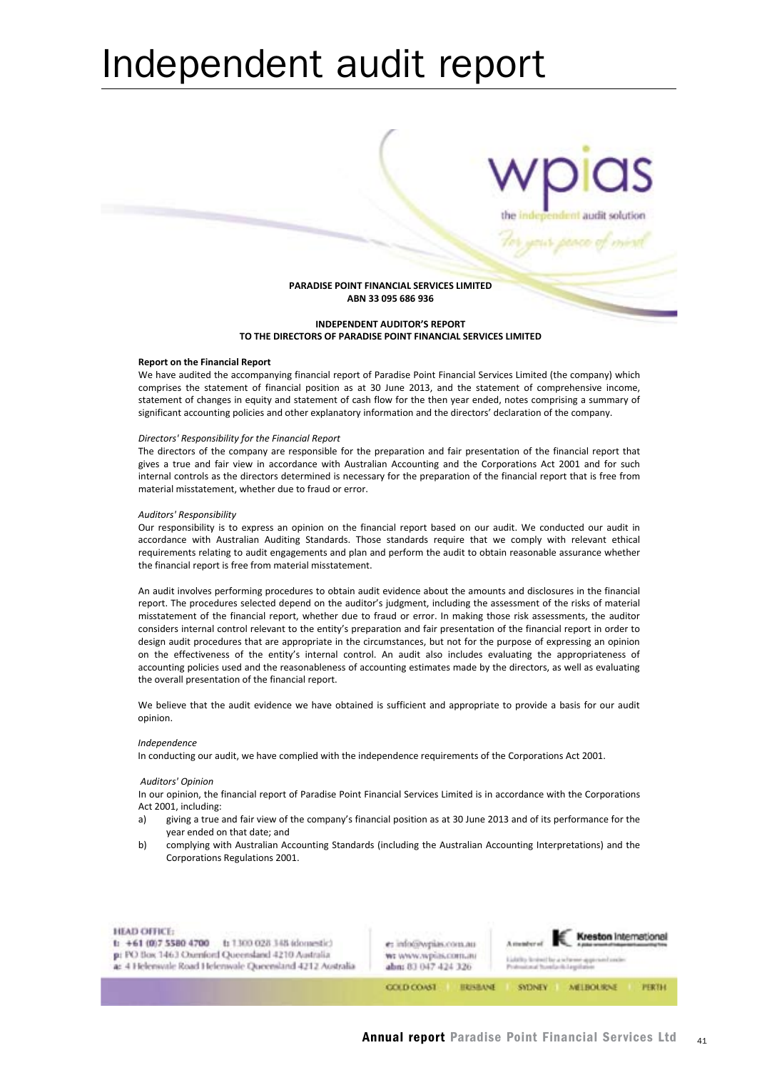# Independent audit report

wpias

the independent audit solution

For your peace of mind

**PARADISE POINT FINANCIAL SERVICES LIMITED**
**ABN 33 095 686 936**

**INDEPENDENT AUDITOR'S REPORT**
**TO THE DIRECTORS OF PARADISE POINT FINANCIAL SERVICES LIMITED**

**Report on the Financial Report**

We have audited the accompanying financial report of Paradise Point Financial Services Limited (the company) which comprises the statement of financial position as at 30 June 2013, and the statement of comprehensive income, statement of changes in equity and statement of cash flow for the then year ended, notes comprising a summary of significant accounting policies and other explanatory information and the directors' declaration of the company.

*Directors' Responsibility for the Financial Report*

The directors of the company are responsible for the preparation and fair presentation of the financial report that gives a true and fair view in accordance with Australian Accounting and the Corporations Act 2001 and for such internal controls as the directors determined is necessary for the preparation of the financial report that is free from material misstatement, whether due to fraud or error.

*Auditors' Responsibility*

Our responsibility is to express an opinion on the financial report based on our audit. We conducted our audit in accordance with Australian Auditing Standards. Those standards require that we comply with relevant ethical requirements relating to audit engagements and plan and perform the audit to obtain reasonable assurance whether the financial report is free from material misstatement.

An audit involves performing procedures to obtain audit evidence about the amounts and disclosures in the financial report. The procedures selected depend on the auditor's judgment, including the assessment of the risks of material misstatement of the financial report, whether due to fraud or error. In making those risk assessments, the auditor considers internal control relevant to the entity's preparation and fair presentation of the financial report in order to design audit procedures that are appropriate in the circumstances, but not for the purpose of expressing an opinion on the effectiveness of the entity's internal control. An audit also includes evaluating the appropriateness of accounting policies used and the reasonableness of accounting estimates made by the directors, as well as evaluating the overall presentation of the financial report.

We believe that the audit evidence we have obtained is sufficient and appropriate to provide a basis for our audit opinion.

*Independence*

In conducting our audit, we have complied with the independence requirements of the Corporations Act 2001.

*Auditors' Opinion*

In our opinion, the financial report of Paradise Point Financial Services Limited is in accordance with the Corporations Act 2001, including:

a) giving a true and fair view of the company's financial position as at 30 June 2013 and of its performance for the year ended on that date; and
b) complying with Australian Accounting Standards (including the Australian Accounting Interpretations) and the Corporations Regulations 2001.

**HEAD OFFICE:**
t: +61 (0)7 5580 4700 t: 1300 028 348 (domestic)
p: PO Box 1463 Oxenford Queensland 4210 Australia
a: 4 Helensvale Road Helensvale Queensland 4212 Australia

e: info@wpias.com.au
w: www.wpias.com.au
abn: 83 047 424 326

A member of Kreston International

Liability limited by a scheme approved under Professional Standards Legislation

GOLD COAST BRISBANE SYDNEY MELBOURNE PERTH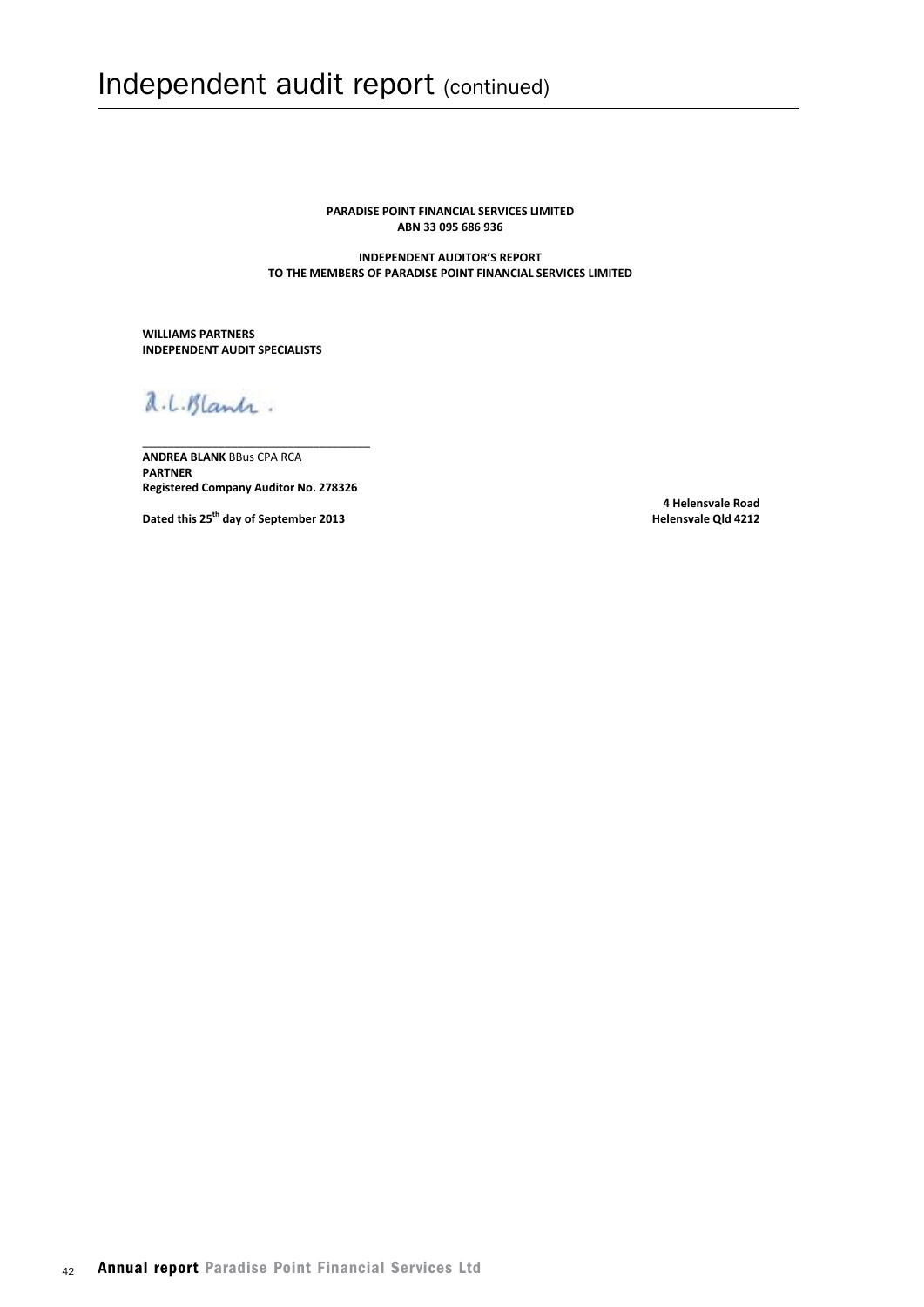# Independent audit report (continued)

**PARADISE POINT FINANCIAL SERVICES LIMITED**
**ABN 33 095 686 936**

**INDEPENDENT AUDITOR'S REPORT**
**TO THE MEMBERS OF PARADISE POINT FINANCIAL SERVICES LIMITED**

**WILLIAMS PARTNERS**
**INDEPENDENT AUDIT SPECIALISTS**

A.L.Blank.

______________________________

**ANDREA BLANK** BBus CPA RCA
**PARTNER**
**Registered Company Auditor No. 278326**

**Dated this 25th day of September 2013**

**4 Helensvale Road**
**Helensvale Qld 4212**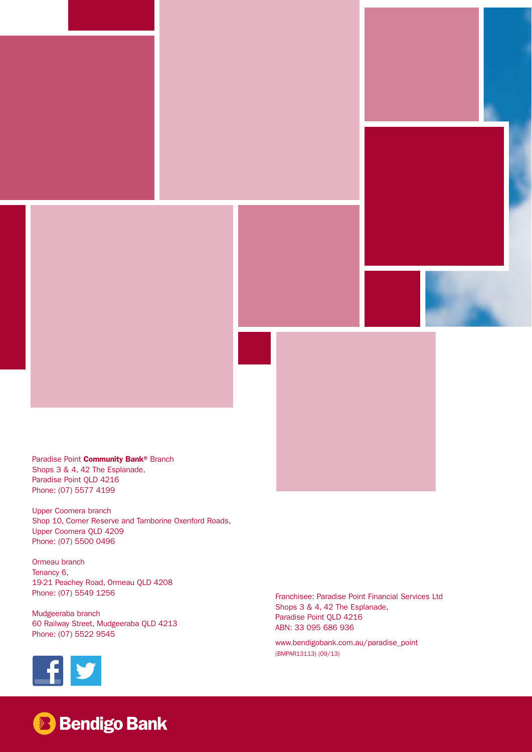Paradise Point **Community Bank**® Branch
Shops 3 & 4, 42 The Esplanade,
Paradise Point QLD 4216
Phone: (07) 5577 4199

Upper Coomera branch
Shop 10, Corner Reserve and Tamborine Oxenford Roads,
Upper Coomera QLD 4209
Phone: (07) 5500 0496

Ormeau branch
Tenancy 6,
19-21 Peachey Road, Ormeau QLD 4208
Phone: (07) 5549 1256

Mudgeeraba branch
60 Railway Street, Mudgeeraba QLD 4213
Phone: (07) 5522 9545

Franchisee: Paradise Point Financial Services Ltd
Shops 3 & 4, 42 The Esplanade,
Paradise Point QLD 4216
ABN: 33 095 686 936

www.bendigobank.com.au/paradise_point
(BMPAR13113) (09/13)

Bendigo Bank